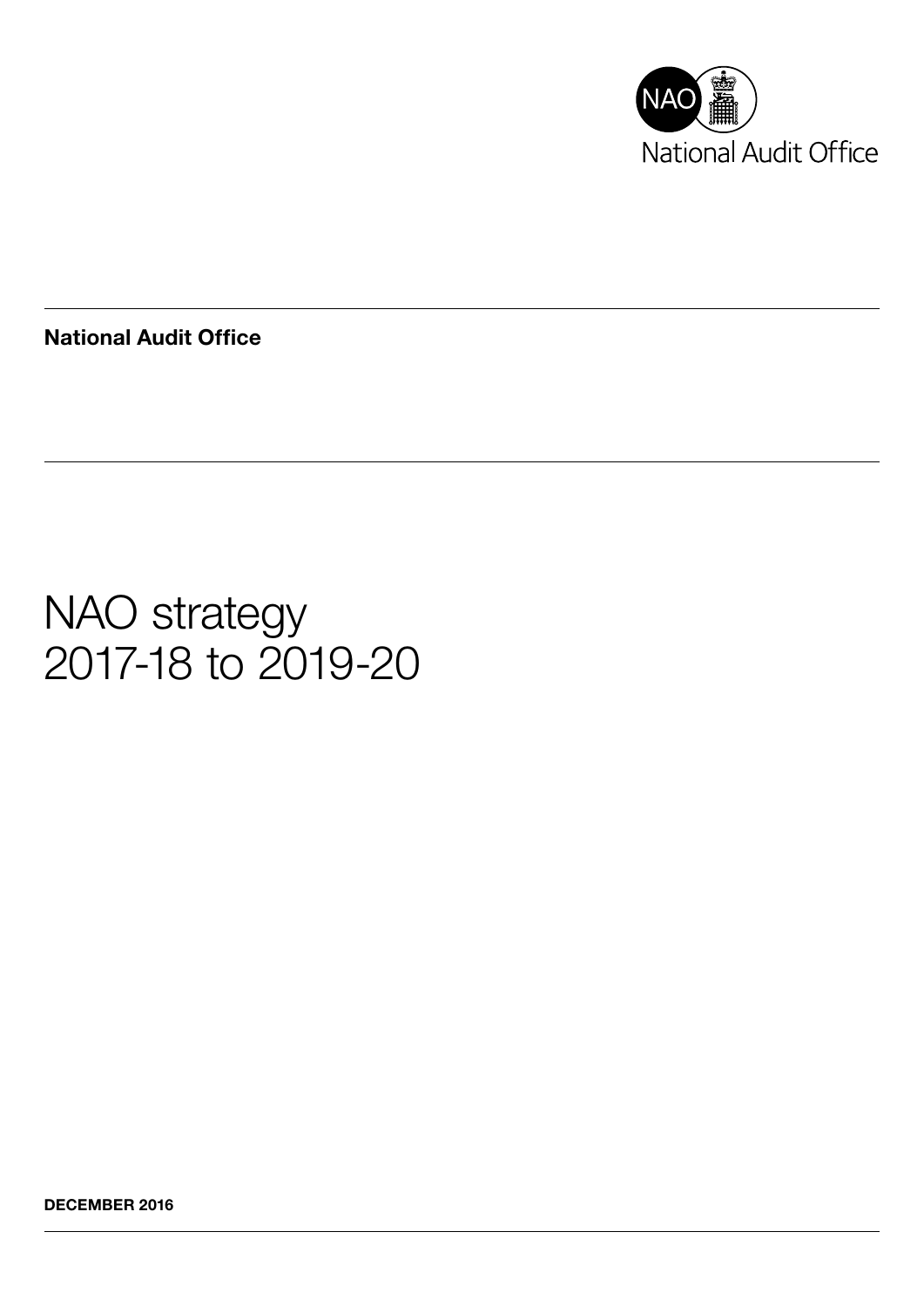NAO National Audit Office

**National Audit Office**

# NAO strategy 2017-18 to 2019-20

**DECEMBER 2016**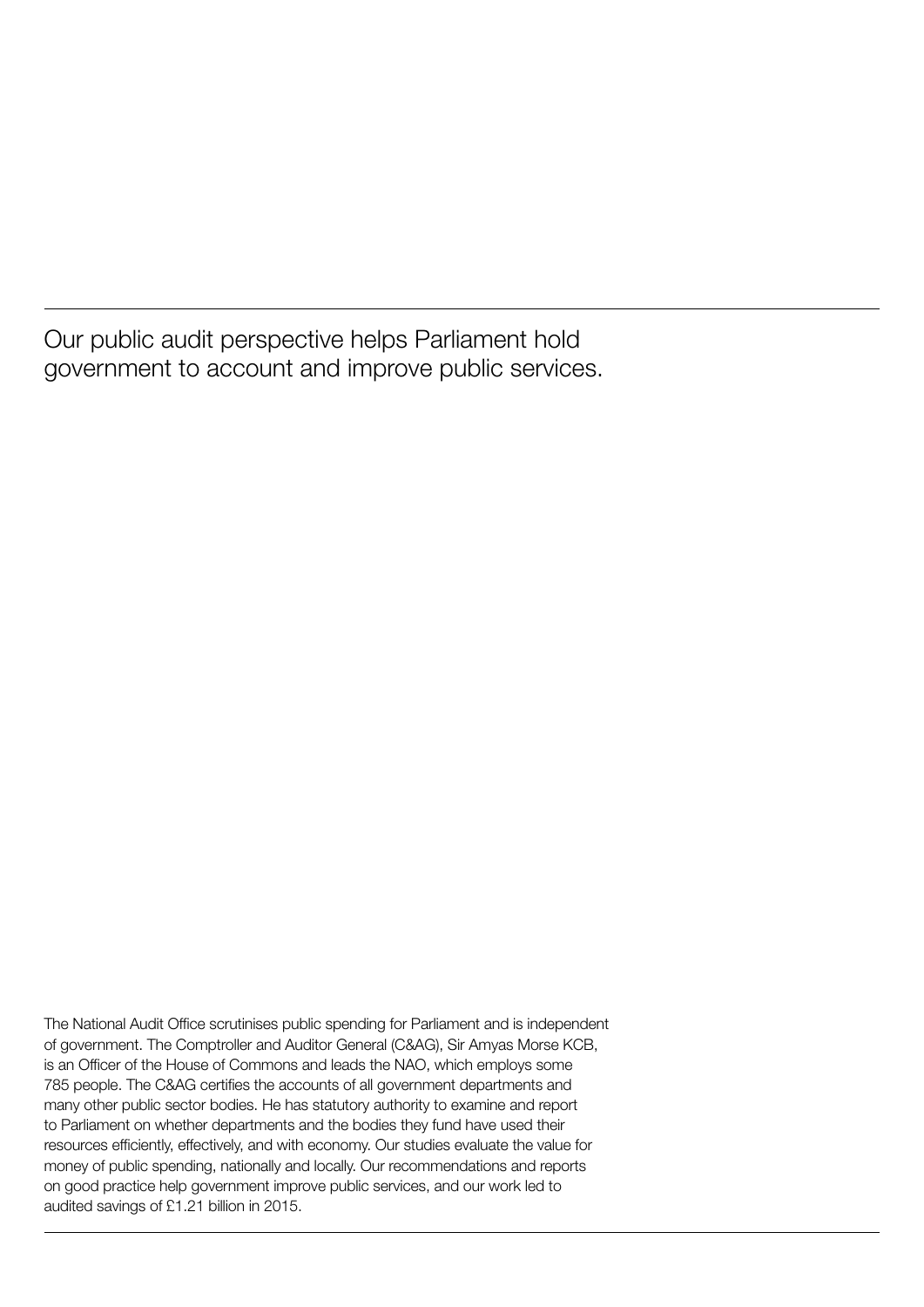Our public audit perspective helps Parliament hold government to account and improve public services.

The National Audit Office scrutinises public spending for Parliament and is independent of government. The Comptroller and Auditor General (C&AG), Sir Amyas Morse KCB, is an Officer of the House of Commons and leads the NAO, which employs some 785 people. The C&AG certifies the accounts of all government departments and many other public sector bodies. He has statutory authority to examine and report to Parliament on whether departments and the bodies they fund have used their resources efficiently, effectively, and with economy. Our studies evaluate the value for money of public spending, nationally and locally. Our recommendations and reports on good practice help government improve public services, and our work led to audited savings of £1.21 billion in 2015.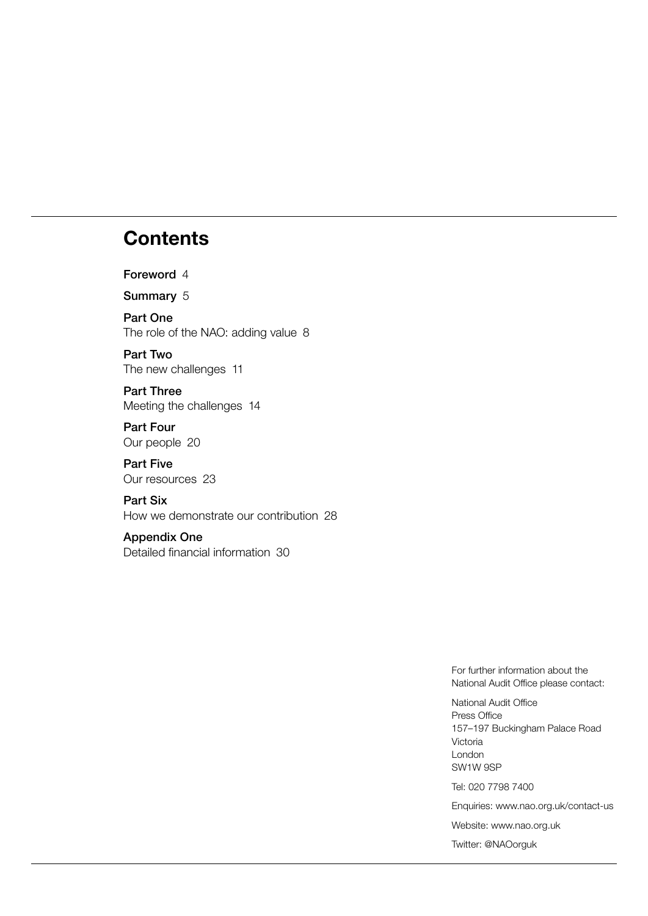# Contents

**Foreword** 4

**Summary** 5

**Part One**
The role of the NAO: adding value 8

**Part Two**
The new challenges 11

**Part Three**
Meeting the challenges 14

**Part Four**
Our people 20

**Part Five**
Our resources 23

**Part Six**
How we demonstrate our contribution 28

**Appendix One**
Detailed financial information 30

For further information about the National Audit Office please contact:

National Audit Office
Press Office
157–197 Buckingham Palace Road
Victoria
London
SW1W 9SP

Tel: 020 7798 7400

Enquiries: www.nao.org.uk/contact-us

Website: www.nao.org.uk

Twitter: @NAOorguk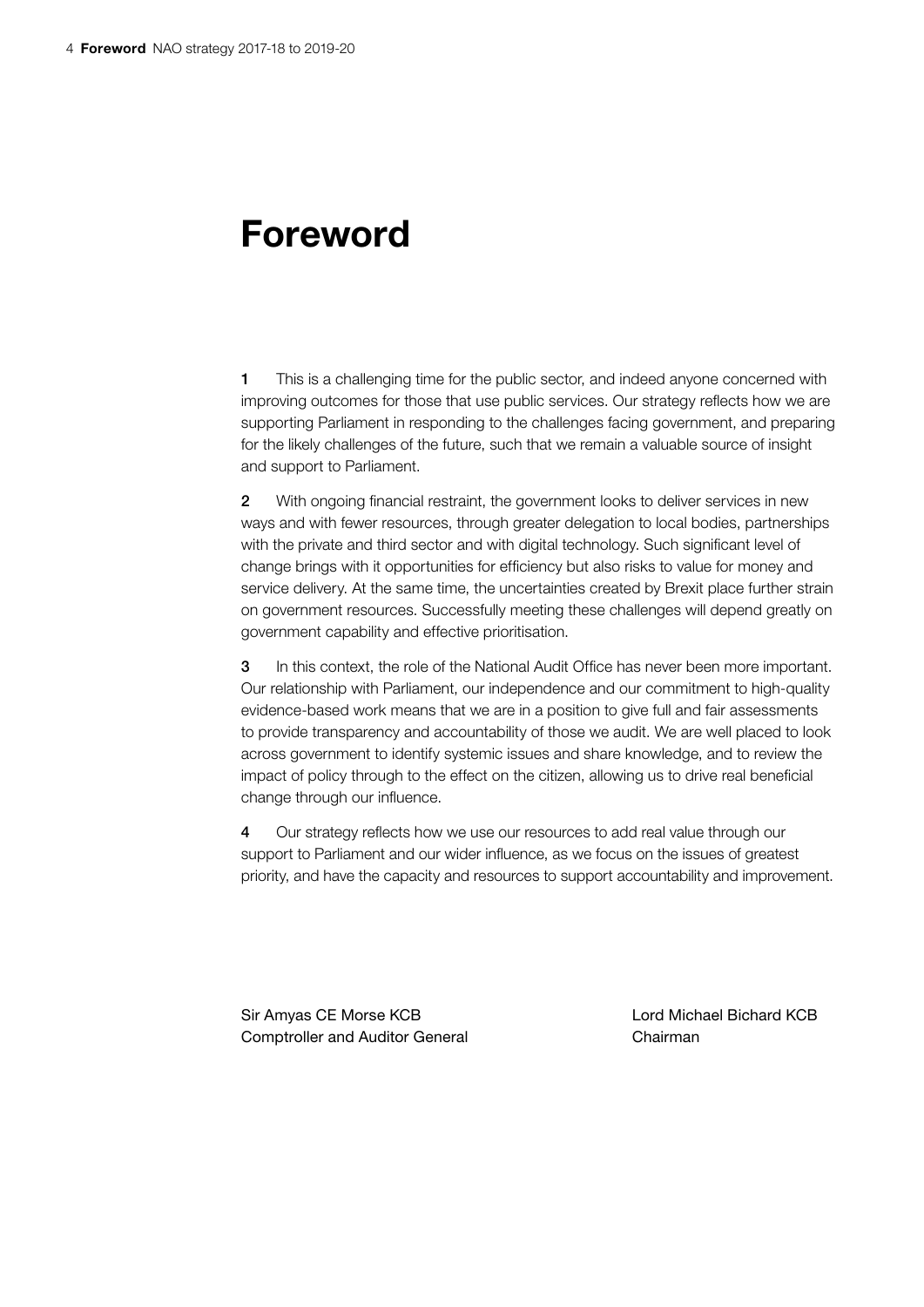# Foreword

**1** This is a challenging time for the public sector, and indeed anyone concerned with improving outcomes for those that use public services. Our strategy reflects how we are supporting Parliament in responding to the challenges facing government, and preparing for the likely challenges of the future, such that we remain a valuable source of insight and support to Parliament.

**2** With ongoing financial restraint, the government looks to deliver services in new ways and with fewer resources, through greater delegation to local bodies, partnerships with the private and third sector and with digital technology. Such significant level of change brings with it opportunities for efficiency but also risks to value for money and service delivery. At the same time, the uncertainties created by Brexit place further strain on government resources. Successfully meeting these challenges will depend greatly on government capability and effective prioritisation.

**3** In this context, the role of the National Audit Office has never been more important. Our relationship with Parliament, our independence and our commitment to high-quality evidence-based work means that we are in a position to give full and fair assessments to provide transparency and accountability of those we audit. We are well placed to look across government to identify systemic issues and share knowledge, and to review the impact of policy through to the effect on the citizen, allowing us to drive real beneficial change through our influence.

**4** Our strategy reflects how we use our resources to add real value through our support to Parliament and our wider influence, as we focus on the issues of greatest priority, and have the capacity and resources to support accountability and improvement.

Sir Amyas CE Morse KCB
Comptroller and Auditor General

Lord Michael Bichard KCB
Chairman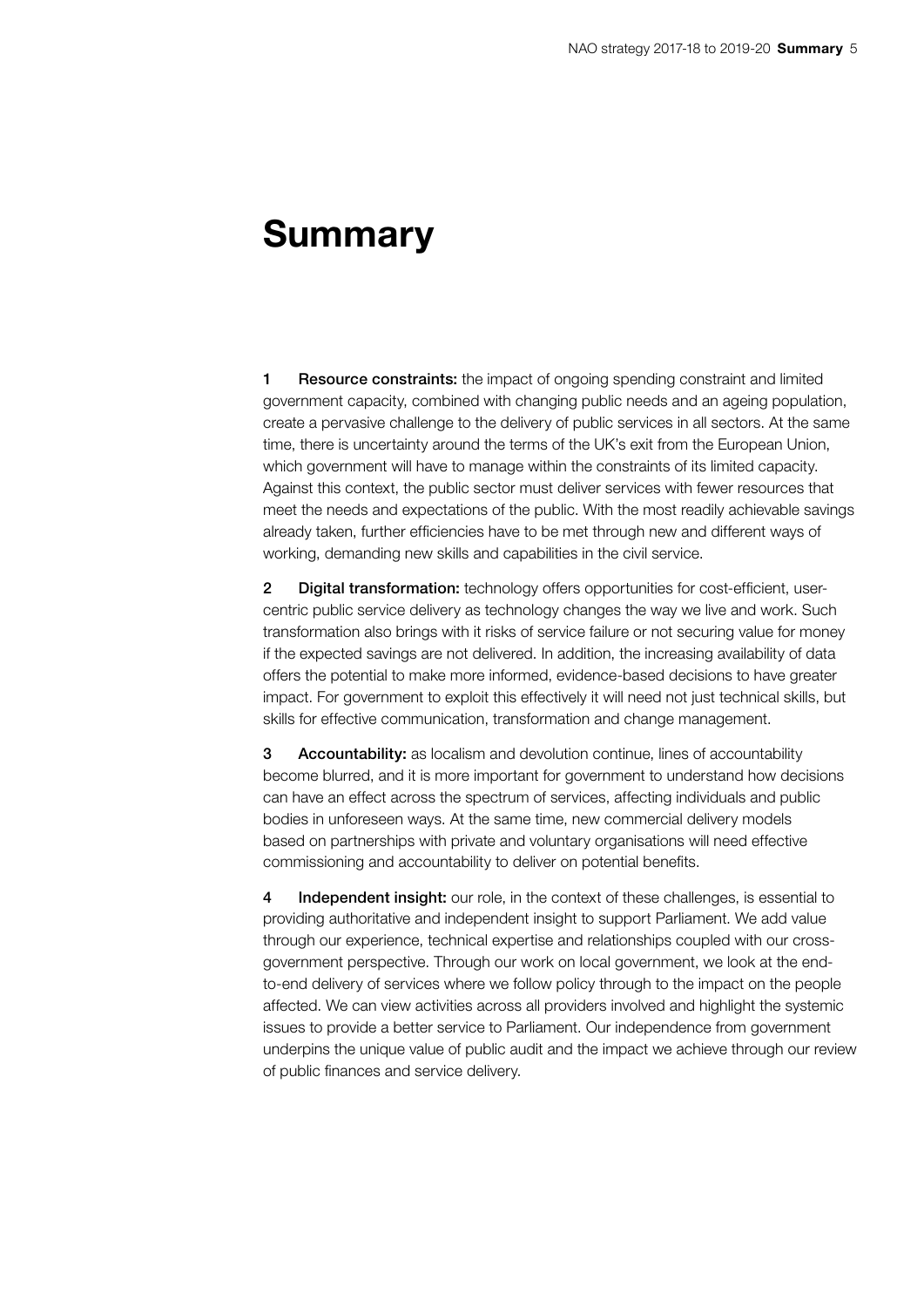# Summary

1 **Resource constraints:** the impact of ongoing spending constraint and limited government capacity, combined with changing public needs and an ageing population, create a pervasive challenge to the delivery of public services in all sectors. At the same time, there is uncertainty around the terms of the UK's exit from the European Union, which government will have to manage within the constraints of its limited capacity. Against this context, the public sector must deliver services with fewer resources that meet the needs and expectations of the public. With the most readily achievable savings already taken, further efficiencies have to be met through new and different ways of working, demanding new skills and capabilities in the civil service.

2 **Digital transformation:** technology offers opportunities for cost-efficient, user-centric public service delivery as technology changes the way we live and work. Such transformation also brings with it risks of service failure or not securing value for money if the expected savings are not delivered. In addition, the increasing availability of data offers the potential to make more informed, evidence-based decisions to have greater impact. For government to exploit this effectively it will need not just technical skills, but skills for effective communication, transformation and change management.

3 **Accountability:** as localism and devolution continue, lines of accountability become blurred, and it is more important for government to understand how decisions can have an effect across the spectrum of services, affecting individuals and public bodies in unforeseen ways. At the same time, new commercial delivery models based on partnerships with private and voluntary organisations will need effective commissioning and accountability to deliver on potential benefits.

4 **Independent insight:** our role, in the context of these challenges, is essential to providing authoritative and independent insight to support Parliament. We add value through our experience, technical expertise and relationships coupled with our cross-government perspective. Through our work on local government, we look at the end-to-end delivery of services where we follow policy through to the impact on the people affected. We can view activities across all providers involved and highlight the systemic issues to provide a better service to Parliament. Our independence from government underpins the unique value of public audit and the impact we achieve through our review of public finances and service delivery.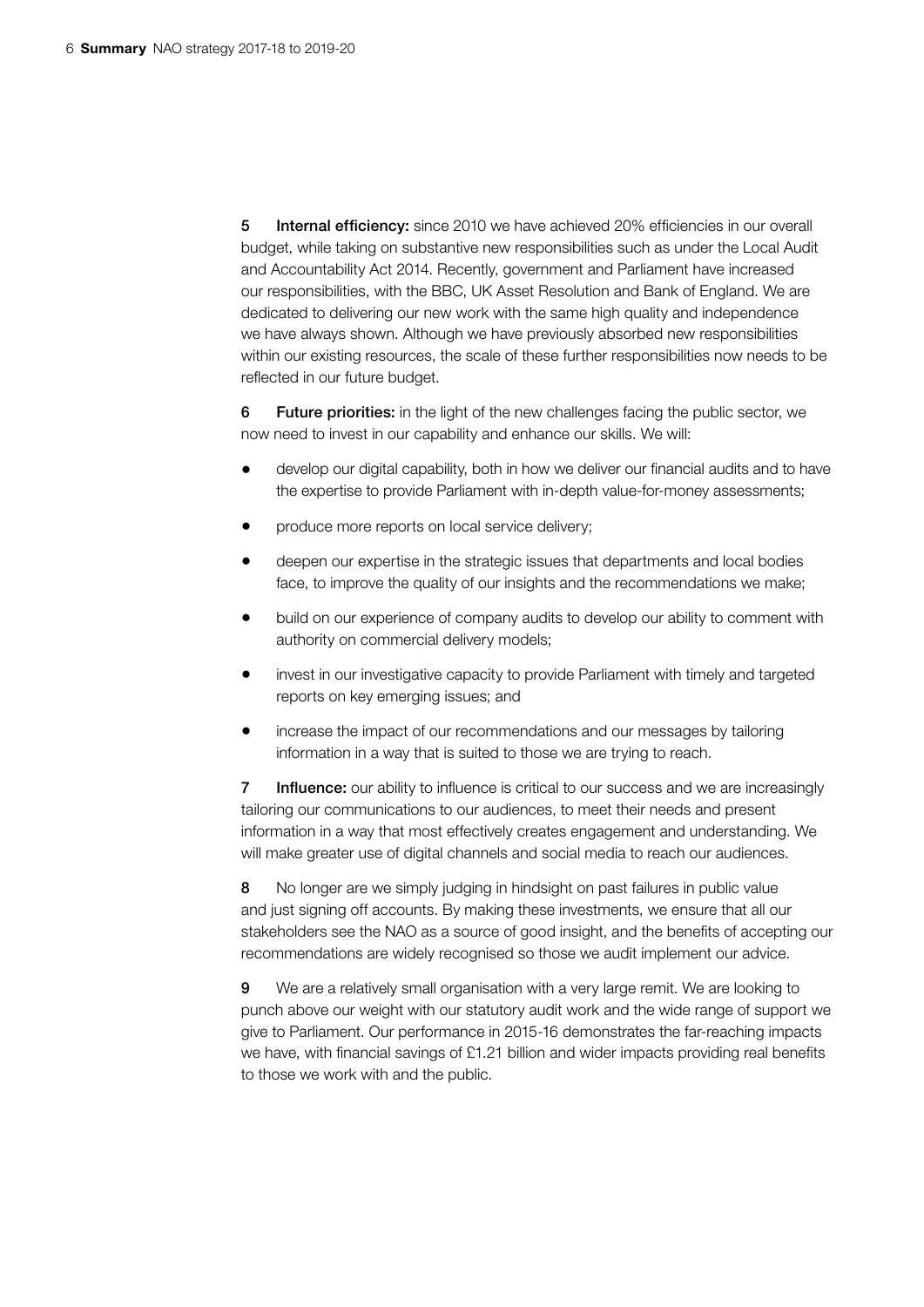5 **Internal efficiency:** since 2010 we have achieved 20% efficiencies in our overall budget, while taking on substantive new responsibilities such as under the Local Audit and Accountability Act 2014. Recently, government and Parliament have increased our responsibilities, with the BBC, UK Asset Resolution and Bank of England. We are dedicated to delivering our new work with the same high quality and independence we have always shown. Although we have previously absorbed new responsibilities within our existing resources, the scale of these further responsibilities now needs to be reflected in our future budget.

6 **Future priorities:** in the light of the new challenges facing the public sector, we now need to invest in our capability and enhance our skills. We will:

- develop our digital capability, both in how we deliver our financial audits and to have the expertise to provide Parliament with in-depth value-for-money assessments;
- produce more reports on local service delivery;
- deepen our expertise in the strategic issues that departments and local bodies face, to improve the quality of our insights and the recommendations we make;
- build on our experience of company audits to develop our ability to comment with authority on commercial delivery models;
- invest in our investigative capacity to provide Parliament with timely and targeted reports on key emerging issues; and
- increase the impact of our recommendations and our messages by tailoring information in a way that is suited to those we are trying to reach.

7 **Influence:** our ability to influence is critical to our success and we are increasingly tailoring our communications to our audiences, to meet their needs and present information in a way that most effectively creates engagement and understanding. We will make greater use of digital channels and social media to reach our audiences.

8 No longer are we simply judging in hindsight on past failures in public value and just signing off accounts. By making these investments, we ensure that all our stakeholders see the NAO as a source of good insight, and the benefits of accepting our recommendations are widely recognised so those we audit implement our advice.

9 We are a relatively small organisation with a very large remit. We are looking to punch above our weight with our statutory audit work and the wide range of support we give to Parliament. Our performance in 2015-16 demonstrates the far-reaching impacts we have, with financial savings of £1.21 billion and wider impacts providing real benefits to those we work with and the public.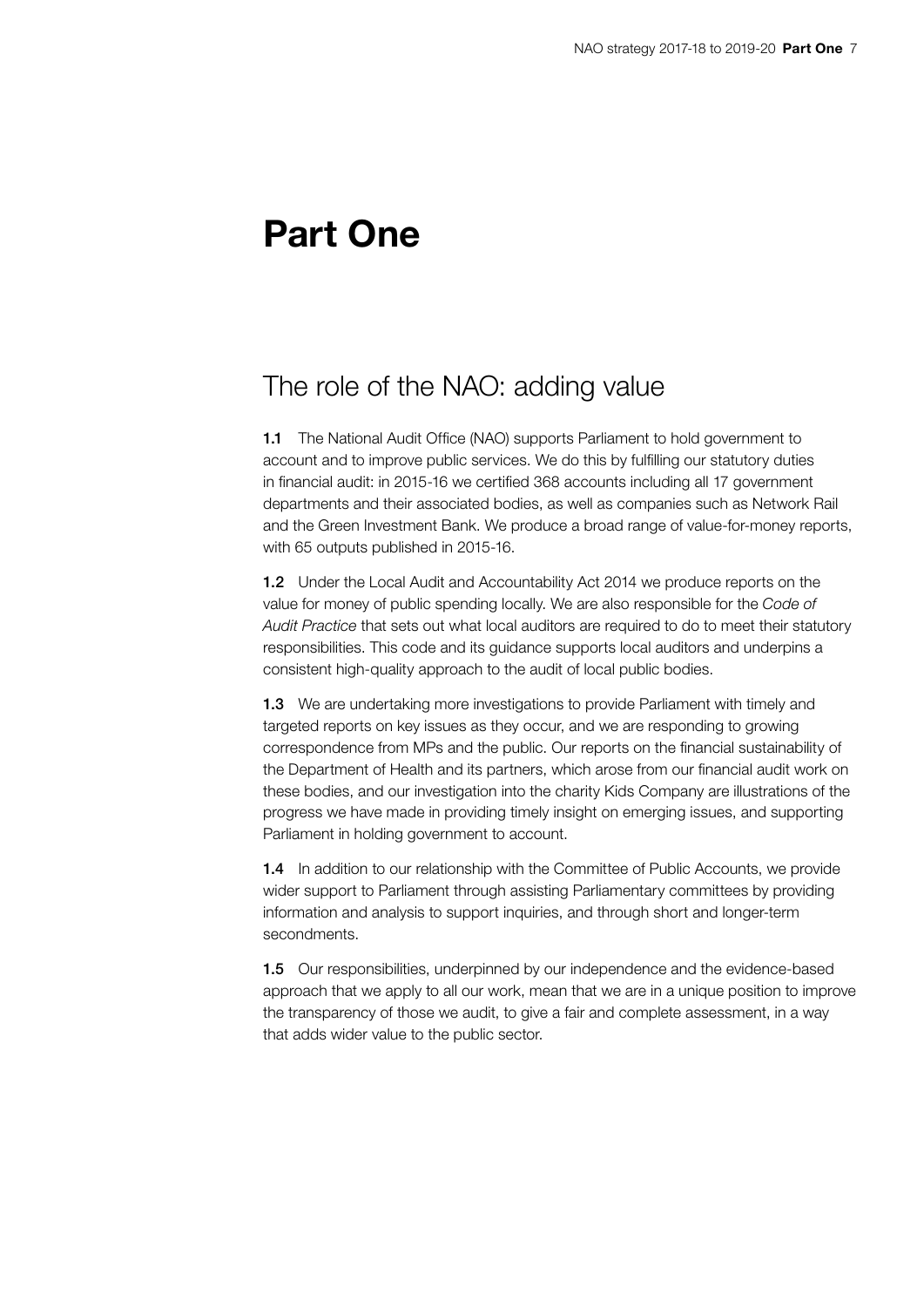# Part One

## The role of the NAO: adding value

**1.1** The National Audit Office (NAO) supports Parliament to hold government to account and to improve public services. We do this by fulfilling our statutory duties in financial audit: in 2015-16 we certified 368 accounts including all 17 government departments and their associated bodies, as well as companies such as Network Rail and the Green Investment Bank. We produce a broad range of value-for-money reports, with 65 outputs published in 2015-16.

**1.2** Under the Local Audit and Accountability Act 2014 we produce reports on the value for money of public spending locally. We are also responsible for the *Code of Audit Practice* that sets out what local auditors are required to do to meet their statutory responsibilities. This code and its guidance supports local auditors and underpins a consistent high-quality approach to the audit of local public bodies.

**1.3** We are undertaking more investigations to provide Parliament with timely and targeted reports on key issues as they occur, and we are responding to growing correspondence from MPs and the public. Our reports on the financial sustainability of the Department of Health and its partners, which arose from our financial audit work on these bodies, and our investigation into the charity Kids Company are illustrations of the progress we have made in providing timely insight on emerging issues, and supporting Parliament in holding government to account.

**1.4** In addition to our relationship with the Committee of Public Accounts, we provide wider support to Parliament through assisting Parliamentary committees by providing information and analysis to support inquiries, and through short and longer-term secondments.

**1.5** Our responsibilities, underpinned by our independence and the evidence-based approach that we apply to all our work, mean that we are in a unique position to improve the transparency of those we audit, to give a fair and complete assessment, in a way that adds wider value to the public sector.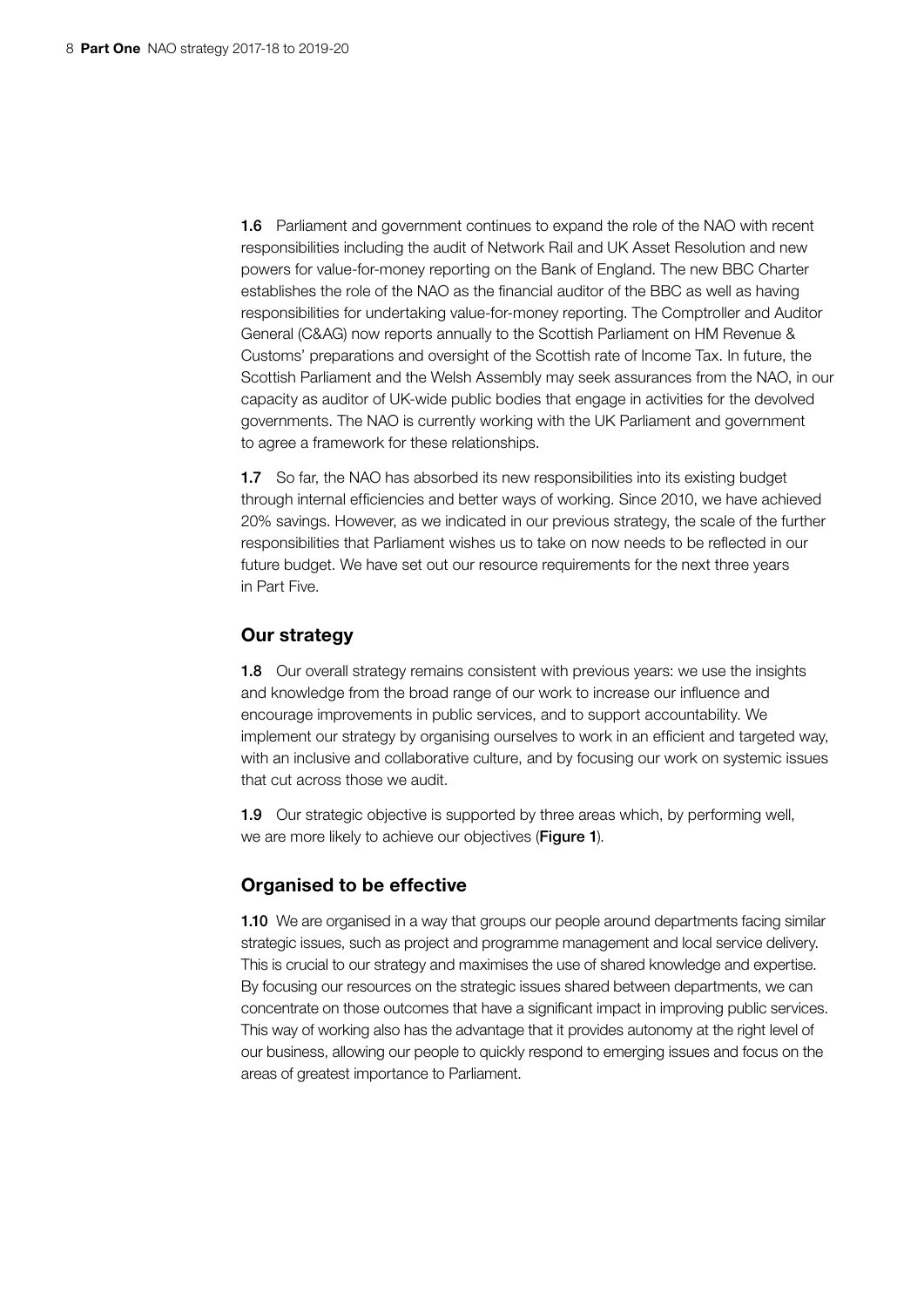**1.6** Parliament and government continues to expand the role of the NAO with recent responsibilities including the audit of Network Rail and UK Asset Resolution and new powers for value-for-money reporting on the Bank of England. The new BBC Charter establishes the role of the NAO as the financial auditor of the BBC as well as having responsibilities for undertaking value-for-money reporting. The Comptroller and Auditor General (C&AG) now reports annually to the Scottish Parliament on HM Revenue & Customs' preparations and oversight of the Scottish rate of Income Tax. In future, the Scottish Parliament and the Welsh Assembly may seek assurances from the NAO, in our capacity as auditor of UK-wide public bodies that engage in activities for the devolved governments. The NAO is currently working with the UK Parliament and government to agree a framework for these relationships.

**1.7** So far, the NAO has absorbed its new responsibilities into its existing budget through internal efficiencies and better ways of working. Since 2010, we have achieved 20% savings. However, as we indicated in our previous strategy, the scale of the further responsibilities that Parliament wishes us to take on now needs to be reflected in our future budget. We have set out our resource requirements for the next three years in Part Five.

## Our strategy

**1.8** Our overall strategy remains consistent with previous years: we use the insights and knowledge from the broad range of our work to increase our influence and encourage improvements in public services, and to support accountability. We implement our strategy by organising ourselves to work in an efficient and targeted way, with an inclusive and collaborative culture, and by focusing our work on systemic issues that cut across those we audit.

**1.9** Our strategic objective is supported by three areas which, by performing well, we are more likely to achieve our objectives (**Figure 1**).

## Organised to be effective

**1.10** We are organised in a way that groups our people around departments facing similar strategic issues, such as project and programme management and local service delivery. This is crucial to our strategy and maximises the use of shared knowledge and expertise. By focusing our resources on the strategic issues shared between departments, we can concentrate on those outcomes that have a significant impact in improving public services. This way of working also has the advantage that it provides autonomy at the right level of our business, allowing our people to quickly respond to emerging issues and focus on the areas of greatest importance to Parliament.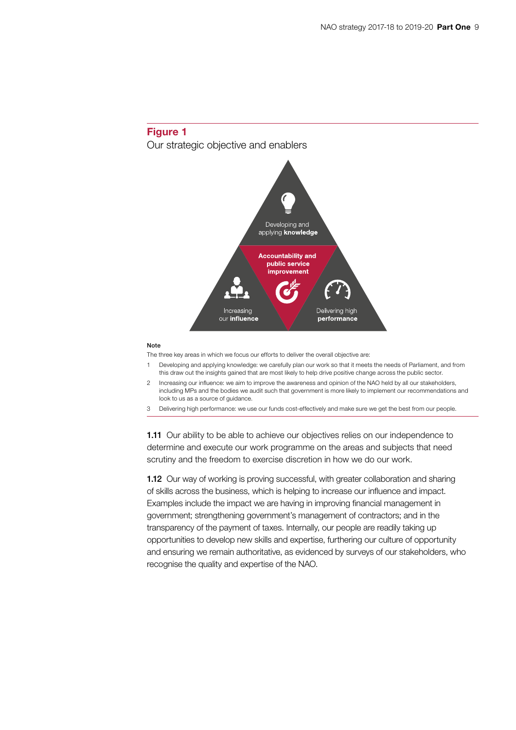## Figure 1

Our strategic objective and enablers

Developing and applying **knowledge**

**Accountability and public service improvement**

Increasing our **influence**

Delivering high **performance**

Note

The three key areas in which we focus our efforts to deliver the overall objective are:

1. Developing and applying knowledge: we carefully plan our work so that it meets the needs of Parliament, and from this draw out the insights gained that are most likely to help drive positive change across the public sector.
2. Increasing our influence: we aim to improve the awareness and opinion of the NAO held by all our stakeholders, including MPs and the bodies we audit such that government is more likely to implement our recommendations and look to us as a source of guidance.
3. Delivering high performance: we use our funds cost-effectively and make sure we get the best from our people.

**1.11** Our ability to be able to achieve our objectives relies on our independence to determine and execute our work programme on the areas and subjects that need scrutiny and the freedom to exercise discretion in how we do our work.

**1.12** Our way of working is proving successful, with greater collaboration and sharing of skills across the business, which is helping to increase our influence and impact. Examples include the impact we are having in improving financial management in government; strengthening government's management of contractors; and in the transparency of the payment of taxes. Internally, our people are readily taking up opportunities to develop new skills and expertise, furthering our culture of opportunity and ensuring we remain authoritative, as evidenced by surveys of our stakeholders, who recognise the quality and expertise of the NAO.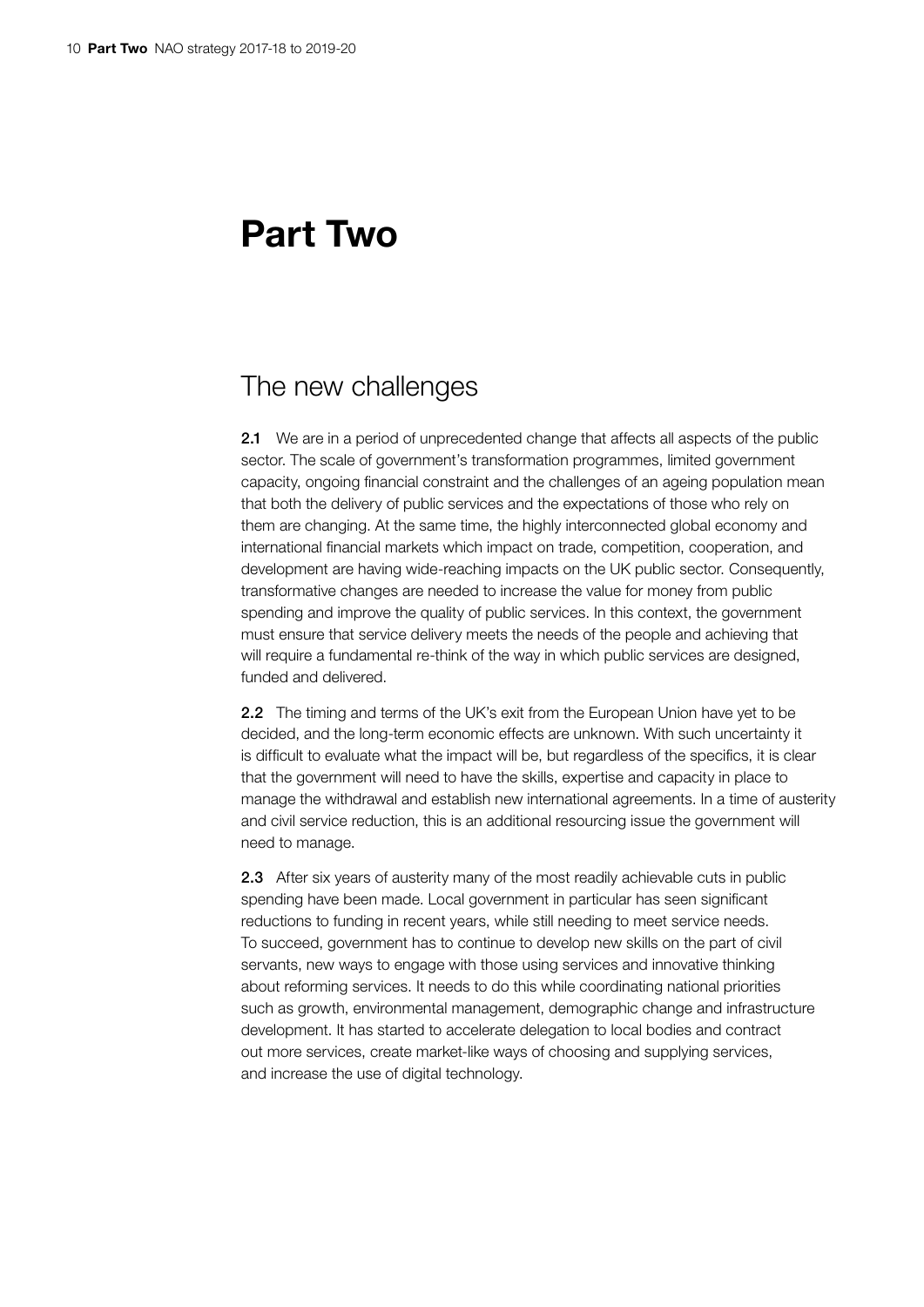# Part Two

## The new challenges

**2.1** We are in a period of unprecedented change that affects all aspects of the public sector. The scale of government's transformation programmes, limited government capacity, ongoing financial constraint and the challenges of an ageing population mean that both the delivery of public services and the expectations of those who rely on them are changing. At the same time, the highly interconnected global economy and international financial markets which impact on trade, competition, cooperation, and development are having wide-reaching impacts on the UK public sector. Consequently, transformative changes are needed to increase the value for money from public spending and improve the quality of public services. In this context, the government must ensure that service delivery meets the needs of the people and achieving that will require a fundamental re-think of the way in which public services are designed, funded and delivered.

**2.2** The timing and terms of the UK's exit from the European Union have yet to be decided, and the long-term economic effects are unknown. With such uncertainty it is difficult to evaluate what the impact will be, but regardless of the specifics, it is clear that the government will need to have the skills, expertise and capacity in place to manage the withdrawal and establish new international agreements. In a time of austerity and civil service reduction, this is an additional resourcing issue the government will need to manage.

**2.3** After six years of austerity many of the most readily achievable cuts in public spending have been made. Local government in particular has seen significant reductions to funding in recent years, while still needing to meet service needs. To succeed, government has to continue to develop new skills on the part of civil servants, new ways to engage with those using services and innovative thinking about reforming services. It needs to do this while coordinating national priorities such as growth, environmental management, demographic change and infrastructure development. It has started to accelerate delegation to local bodies and contract out more services, create market-like ways of choosing and supplying services, and increase the use of digital technology.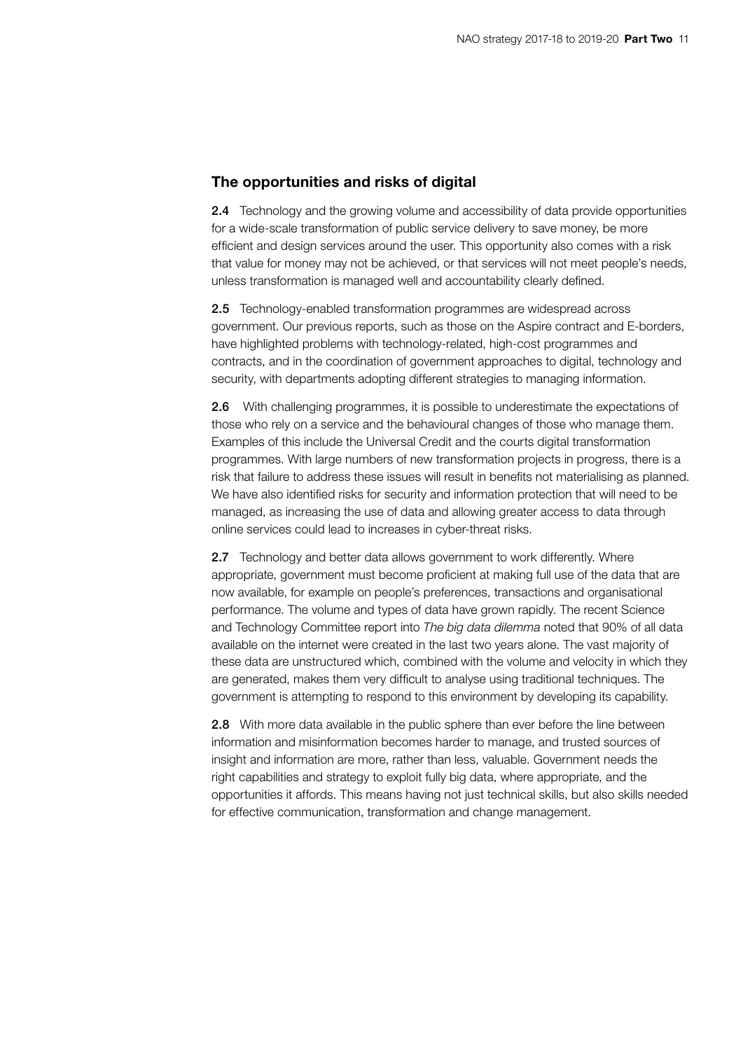## The opportunities and risks of digital

**2.4** Technology and the growing volume and accessibility of data provide opportunities for a wide-scale transformation of public service delivery to save money, be more efficient and design services around the user. This opportunity also comes with a risk that value for money may not be achieved, or that services will not meet people's needs, unless transformation is managed well and accountability clearly defined.

**2.5** Technology-enabled transformation programmes are widespread across government. Our previous reports, such as those on the Aspire contract and E-borders, have highlighted problems with technology-related, high-cost programmes and contracts, and in the coordination of government approaches to digital, technology and security, with departments adopting different strategies to managing information.

**2.6** With challenging programmes, it is possible to underestimate the expectations of those who rely on a service and the behavioural changes of those who manage them. Examples of this include the Universal Credit and the courts digital transformation programmes. With large numbers of new transformation projects in progress, there is a risk that failure to address these issues will result in benefits not materialising as planned. We have also identified risks for security and information protection that will need to be managed, as increasing the use of data and allowing greater access to data through online services could lead to increases in cyber-threat risks.

**2.7** Technology and better data allows government to work differently. Where appropriate, government must become proficient at making full use of the data that are now available, for example on people's preferences, transactions and organisational performance. The volume and types of data have grown rapidly. The recent Science and Technology Committee report into *The big data dilemma* noted that 90% of all data available on the internet were created in the last two years alone. The vast majority of these data are unstructured which, combined with the volume and velocity in which they are generated, makes them very difficult to analyse using traditional techniques. The government is attempting to respond to this environment by developing its capability.

**2.8** With more data available in the public sphere than ever before the line between information and misinformation becomes harder to manage, and trusted sources of insight and information are more, rather than less, valuable. Government needs the right capabilities and strategy to exploit fully big data, where appropriate, and the opportunities it affords. This means having not just technical skills, but also skills needed for effective communication, transformation and change management.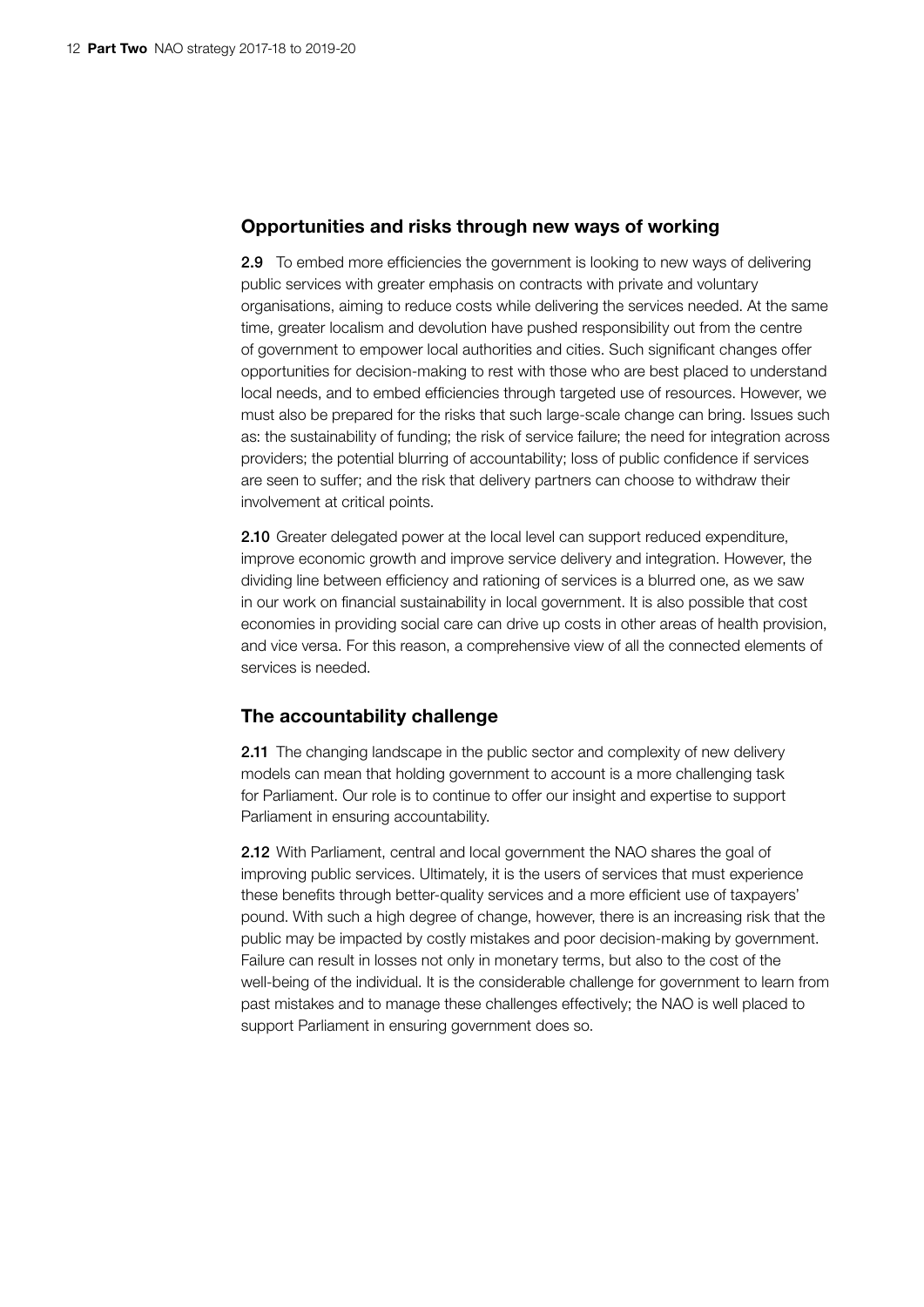## Opportunities and risks through new ways of working

**2.9** To embed more efficiencies the government is looking to new ways of delivering public services with greater emphasis on contracts with private and voluntary organisations, aiming to reduce costs while delivering the services needed. At the same time, greater localism and devolution have pushed responsibility out from the centre of government to empower local authorities and cities. Such significant changes offer opportunities for decision-making to rest with those who are best placed to understand local needs, and to embed efficiencies through targeted use of resources. However, we must also be prepared for the risks that such large-scale change can bring. Issues such as: the sustainability of funding; the risk of service failure; the need for integration across providers; the potential blurring of accountability; loss of public confidence if services are seen to suffer; and the risk that delivery partners can choose to withdraw their involvement at critical points.

**2.10** Greater delegated power at the local level can support reduced expenditure, improve economic growth and improve service delivery and integration. However, the dividing line between efficiency and rationing of services is a blurred one, as we saw in our work on financial sustainability in local government. It is also possible that cost economies in providing social care can drive up costs in other areas of health provision, and vice versa. For this reason, a comprehensive view of all the connected elements of services is needed.

## The accountability challenge

**2.11** The changing landscape in the public sector and complexity of new delivery models can mean that holding government to account is a more challenging task for Parliament. Our role is to continue to offer our insight and expertise to support Parliament in ensuring accountability.

**2.12** With Parliament, central and local government the NAO shares the goal of improving public services. Ultimately, it is the users of services that must experience these benefits through better-quality services and a more efficient use of taxpayers' pound. With such a high degree of change, however, there is an increasing risk that the public may be impacted by costly mistakes and poor decision-making by government. Failure can result in losses not only in monetary terms, but also to the cost of the well-being of the individual. It is the considerable challenge for government to learn from past mistakes and to manage these challenges effectively; the NAO is well placed to support Parliament in ensuring government does so.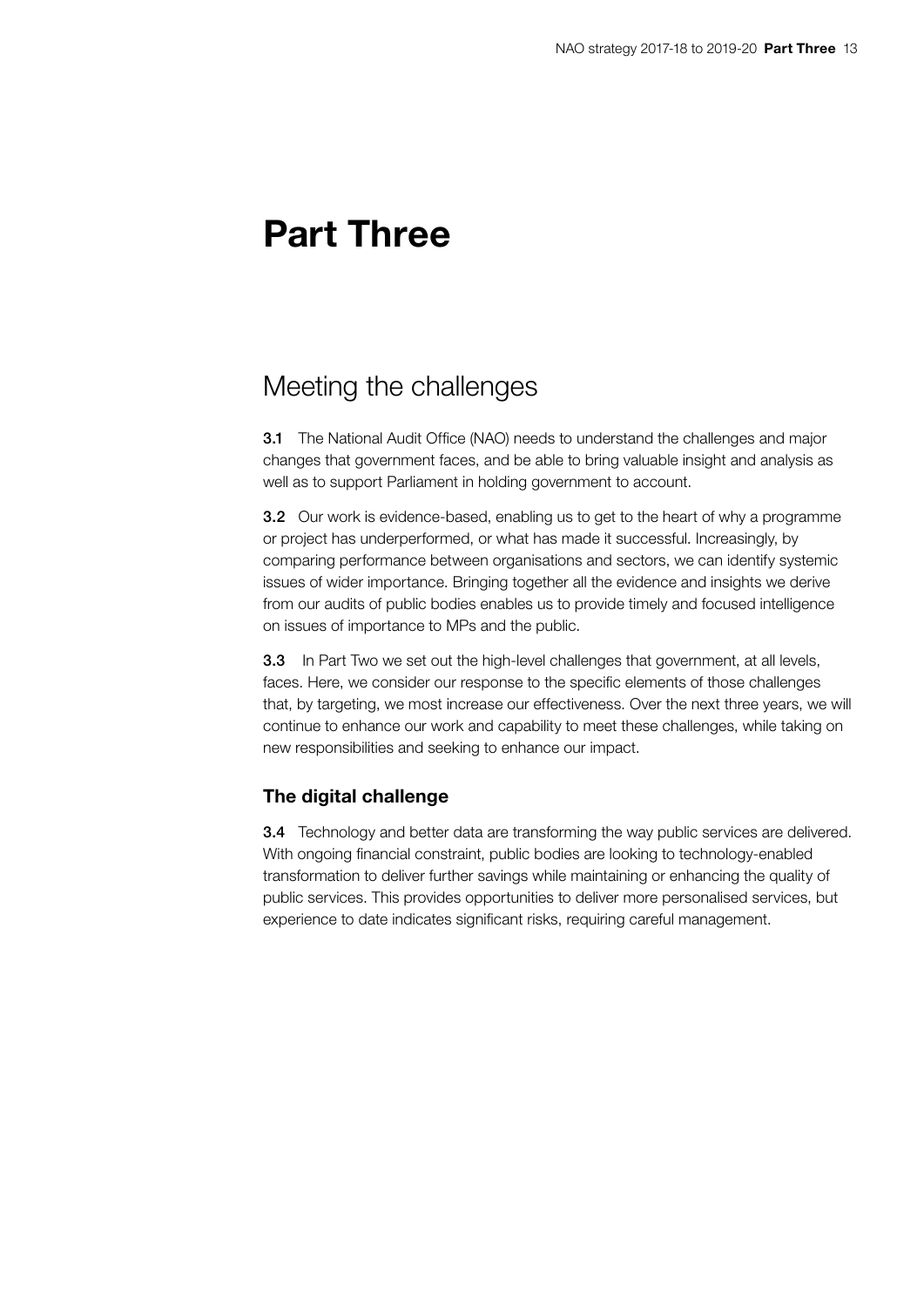# Part Three

## Meeting the challenges

**3.1** The National Audit Office (NAO) needs to understand the challenges and major changes that government faces, and be able to bring valuable insight and analysis as well as to support Parliament in holding government to account.

**3.2** Our work is evidence-based, enabling us to get to the heart of why a programme or project has underperformed, or what has made it successful. Increasingly, by comparing performance between organisations and sectors, we can identify systemic issues of wider importance. Bringing together all the evidence and insights we derive from our audits of public bodies enables us to provide timely and focused intelligence on issues of importance to MPs and the public.

**3.3** In Part Two we set out the high-level challenges that government, at all levels, faces. Here, we consider our response to the specific elements of those challenges that, by targeting, we most increase our effectiveness. Over the next three years, we will continue to enhance our work and capability to meet these challenges, while taking on new responsibilities and seeking to enhance our impact.

### The digital challenge

**3.4** Technology and better data are transforming the way public services are delivered. With ongoing financial constraint, public bodies are looking to technology-enabled transformation to deliver further savings while maintaining or enhancing the quality of public services. This provides opportunities to deliver more personalised services, but experience to date indicates significant risks, requiring careful management.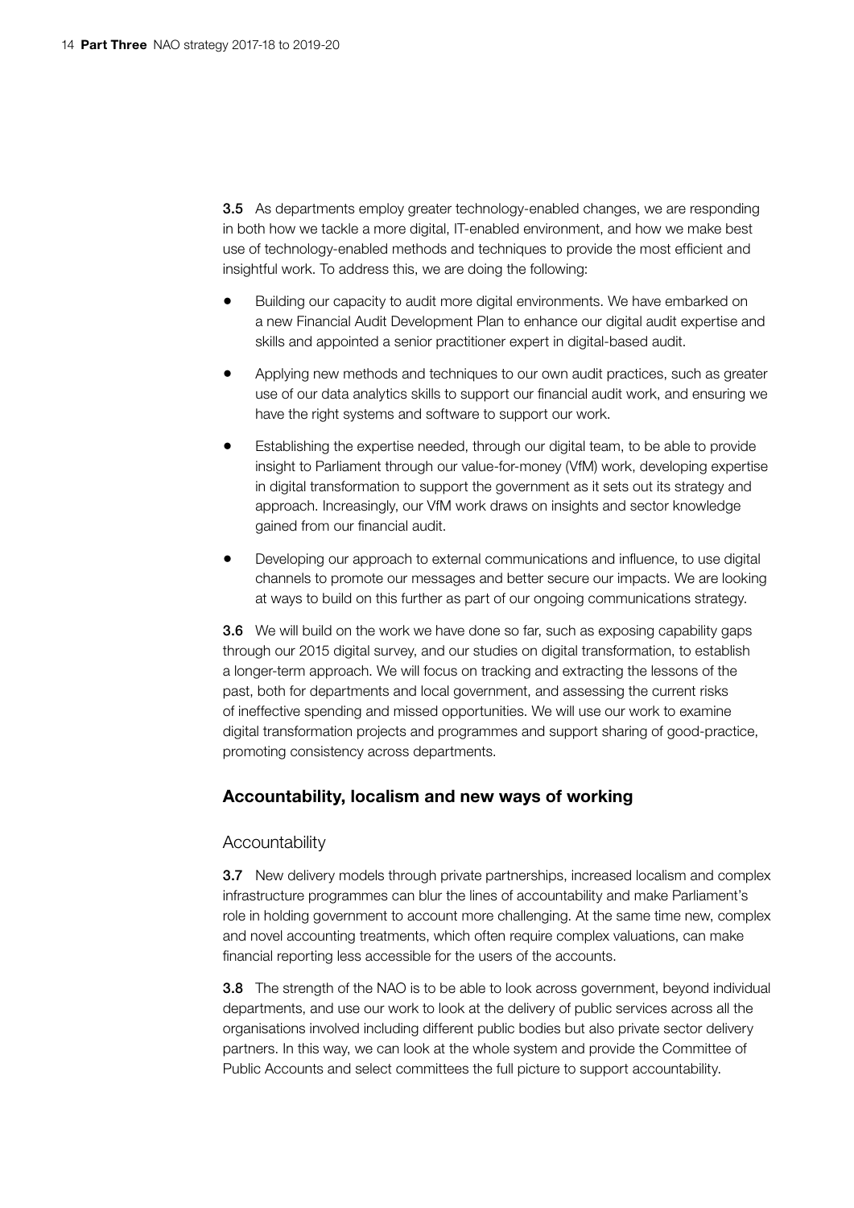**3.5** As departments employ greater technology-enabled changes, we are responding in both how we tackle a more digital, IT-enabled environment, and how we make best use of technology-enabled methods and techniques to provide the most efficient and insightful work. To address this, we are doing the following:

- Building our capacity to audit more digital environments. We have embarked on a new Financial Audit Development Plan to enhance our digital audit expertise and skills and appointed a senior practitioner expert in digital-based audit.
- Applying new methods and techniques to our own audit practices, such as greater use of our data analytics skills to support our financial audit work, and ensuring we have the right systems and software to support our work.
- Establishing the expertise needed, through our digital team, to be able to provide insight to Parliament through our value-for-money (VfM) work, developing expertise in digital transformation to support the government as it sets out its strategy and approach. Increasingly, our VfM work draws on insights and sector knowledge gained from our financial audit.
- Developing our approach to external communications and influence, to use digital channels to promote our messages and better secure our impacts. We are looking at ways to build on this further as part of our ongoing communications strategy.

**3.6** We will build on the work we have done so far, such as exposing capability gaps through our 2015 digital survey, and our studies on digital transformation, to establish a longer-term approach. We will focus on tracking and extracting the lessons of the past, both for departments and local government, and assessing the current risks of ineffective spending and missed opportunities. We will use our work to examine digital transformation projects and programmes and support sharing of good-practice, promoting consistency across departments.

## Accountability, localism and new ways of working

### Accountability

**3.7** New delivery models through private partnerships, increased localism and complex infrastructure programmes can blur the lines of accountability and make Parliament's role in holding government to account more challenging. At the same time new, complex and novel accounting treatments, which often require complex valuations, can make financial reporting less accessible for the users of the accounts.

**3.8** The strength of the NAO is to be able to look across government, beyond individual departments, and use our work to look at the delivery of public services across all the organisations involved including different public bodies but also private sector delivery partners. In this way, we can look at the whole system and provide the Committee of Public Accounts and select committees the full picture to support accountability.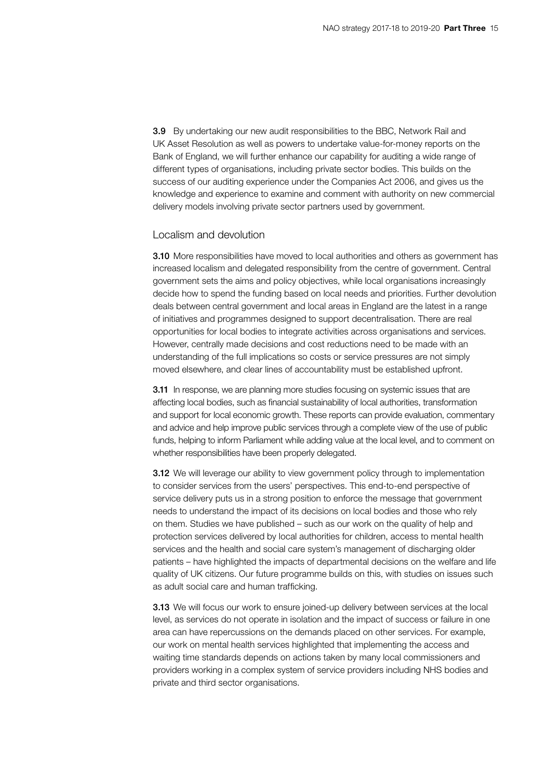**3.9** By undertaking our new audit responsibilities to the BBC, Network Rail and UK Asset Resolution as well as powers to undertake value-for-money reports on the Bank of England, we will further enhance our capability for auditing a wide range of different types of organisations, including private sector bodies. This builds on the success of our auditing experience under the Companies Act 2006, and gives us the knowledge and experience to examine and comment with authority on new commercial delivery models involving private sector partners used by government.

## Localism and devolution

**3.10** More responsibilities have moved to local authorities and others as government has increased localism and delegated responsibility from the centre of government. Central government sets the aims and policy objectives, while local organisations increasingly decide how to spend the funding based on local needs and priorities. Further devolution deals between central government and local areas in England are the latest in a range of initiatives and programmes designed to support decentralisation. There are real opportunities for local bodies to integrate activities across organisations and services. However, centrally made decisions and cost reductions need to be made with an understanding of the full implications so costs or service pressures are not simply moved elsewhere, and clear lines of accountability must be established upfront.

**3.11** In response, we are planning more studies focusing on systemic issues that are affecting local bodies, such as financial sustainability of local authorities, transformation and support for local economic growth. These reports can provide evaluation, commentary and advice and help improve public services through a complete view of the use of public funds, helping to inform Parliament while adding value at the local level, and to comment on whether responsibilities have been properly delegated.

**3.12** We will leverage our ability to view government policy through to implementation to consider services from the users' perspectives. This end-to-end perspective of service delivery puts us in a strong position to enforce the message that government needs to understand the impact of its decisions on local bodies and those who rely on them. Studies we have published – such as our work on the quality of help and protection services delivered by local authorities for children, access to mental health services and the health and social care system's management of discharging older patients – have highlighted the impacts of departmental decisions on the welfare and life quality of UK citizens. Our future programme builds on this, with studies on issues such as adult social care and human trafficking.

**3.13** We will focus our work to ensure joined-up delivery between services at the local level, as services do not operate in isolation and the impact of success or failure in one area can have repercussions on the demands placed on other services. For example, our work on mental health services highlighted that implementing the access and waiting time standards depends on actions taken by many local commissioners and providers working in a complex system of service providers including NHS bodies and private and third sector organisations.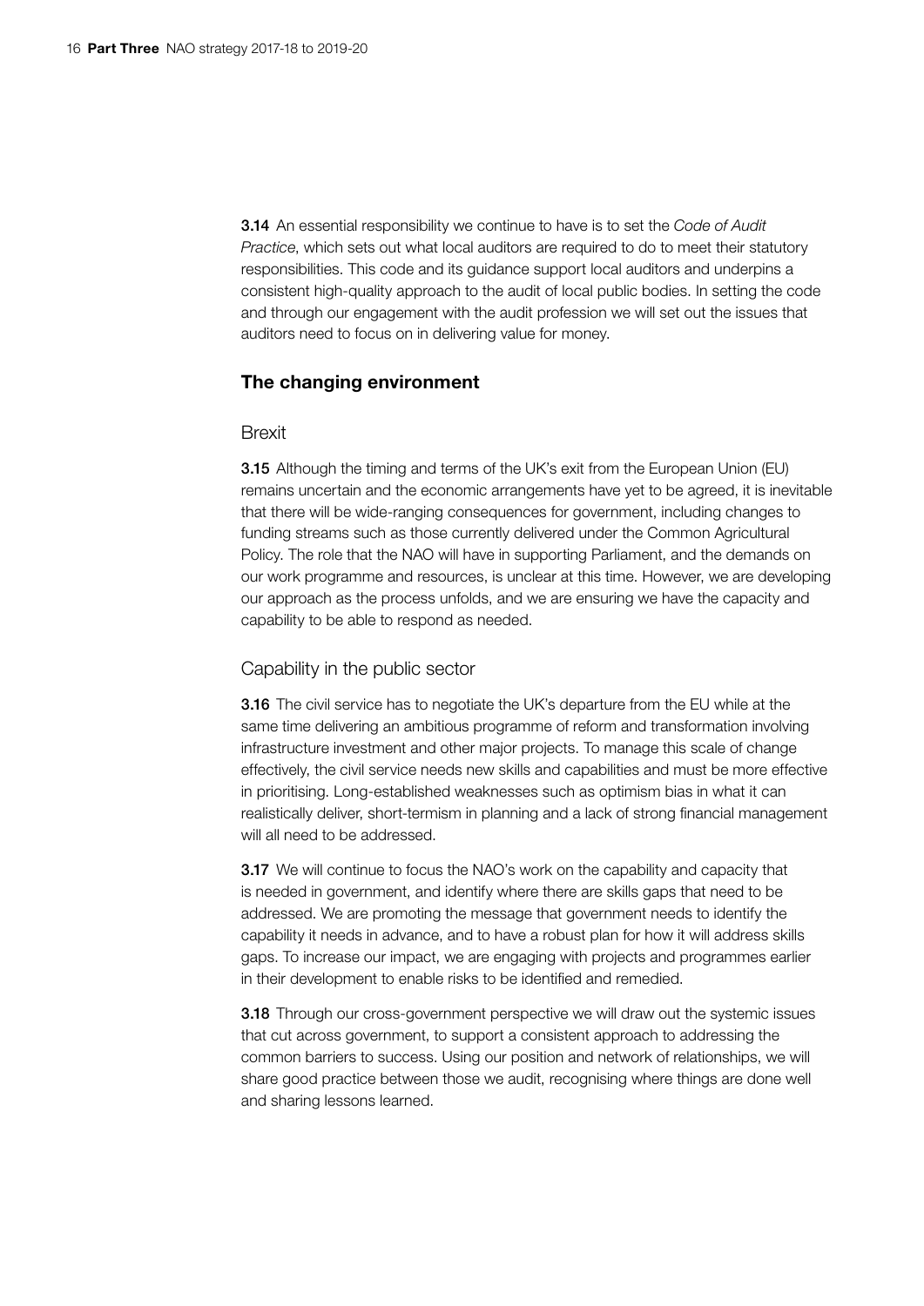**3.14** An essential responsibility we continue to have is to set the *Code of Audit Practice*, which sets out what local auditors are required to do to meet their statutory responsibilities. This code and its guidance support local auditors and underpins a consistent high-quality approach to the audit of local public bodies. In setting the code and through our engagement with the audit profession we will set out the issues that auditors need to focus on in delivering value for money.

## The changing environment

### Brexit

**3.15** Although the timing and terms of the UK's exit from the European Union (EU) remains uncertain and the economic arrangements have yet to be agreed, it is inevitable that there will be wide-ranging consequences for government, including changes to funding streams such as those currently delivered under the Common Agricultural Policy. The role that the NAO will have in supporting Parliament, and the demands on our work programme and resources, is unclear at this time. However, we are developing our approach as the process unfolds, and we are ensuring we have the capacity and capability to be able to respond as needed.

### Capability in the public sector

**3.16** The civil service has to negotiate the UK's departure from the EU while at the same time delivering an ambitious programme of reform and transformation involving infrastructure investment and other major projects. To manage this scale of change effectively, the civil service needs new skills and capabilities and must be more effective in prioritising. Long-established weaknesses such as optimism bias in what it can realistically deliver, short-termism in planning and a lack of strong financial management will all need to be addressed.

**3.17** We will continue to focus the NAO's work on the capability and capacity that is needed in government, and identify where there are skills gaps that need to be addressed. We are promoting the message that government needs to identify the capability it needs in advance, and to have a robust plan for how it will address skills gaps. To increase our impact, we are engaging with projects and programmes earlier in their development to enable risks to be identified and remedied.

**3.18** Through our cross-government perspective we will draw out the systemic issues that cut across government, to support a consistent approach to addressing the common barriers to success. Using our position and network of relationships, we will share good practice between those we audit, recognising where things are done well and sharing lessons learned.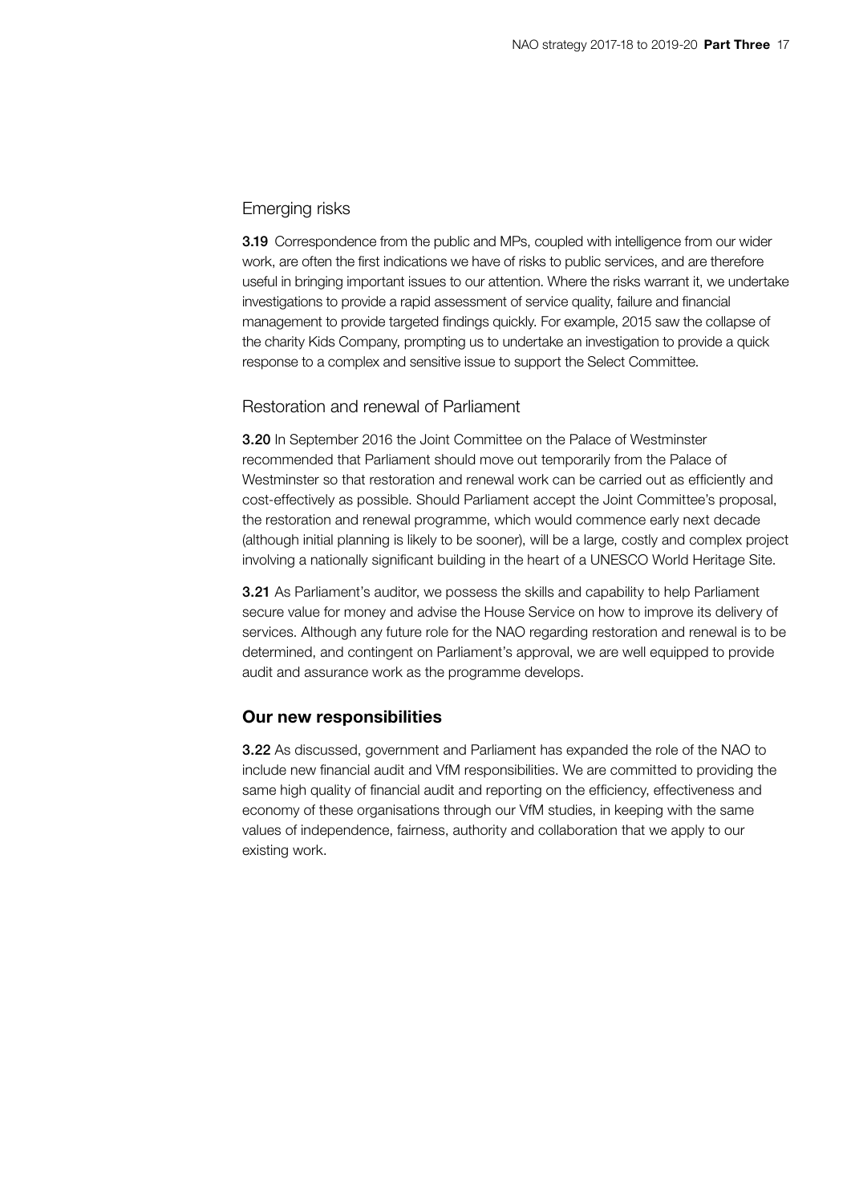### Emerging risks

**3.19** Correspondence from the public and MPs, coupled with intelligence from our wider work, are often the first indications we have of risks to public services, and are therefore useful in bringing important issues to our attention. Where the risks warrant it, we undertake investigations to provide a rapid assessment of service quality, failure and financial management to provide targeted findings quickly. For example, 2015 saw the collapse of the charity Kids Company, prompting us to undertake an investigation to provide a quick response to a complex and sensitive issue to support the Select Committee.

### Restoration and renewal of Parliament

**3.20** In September 2016 the Joint Committee on the Palace of Westminster recommended that Parliament should move out temporarily from the Palace of Westminster so that restoration and renewal work can be carried out as efficiently and cost-effectively as possible. Should Parliament accept the Joint Committee's proposal, the restoration and renewal programme, which would commence early next decade (although initial planning is likely to be sooner), will be a large, costly and complex project involving a nationally significant building in the heart of a UNESCO World Heritage Site.

**3.21** As Parliament's auditor, we possess the skills and capability to help Parliament secure value for money and advise the House Service on how to improve its delivery of services. Although any future role for the NAO regarding restoration and renewal is to be determined, and contingent on Parliament's approval, we are well equipped to provide audit and assurance work as the programme develops.

## Our new responsibilities

**3.22** As discussed, government and Parliament has expanded the role of the NAO to include new financial audit and VfM responsibilities. We are committed to providing the same high quality of financial audit and reporting on the efficiency, effectiveness and economy of these organisations through our VfM studies, in keeping with the same values of independence, fairness, authority and collaboration that we apply to our existing work.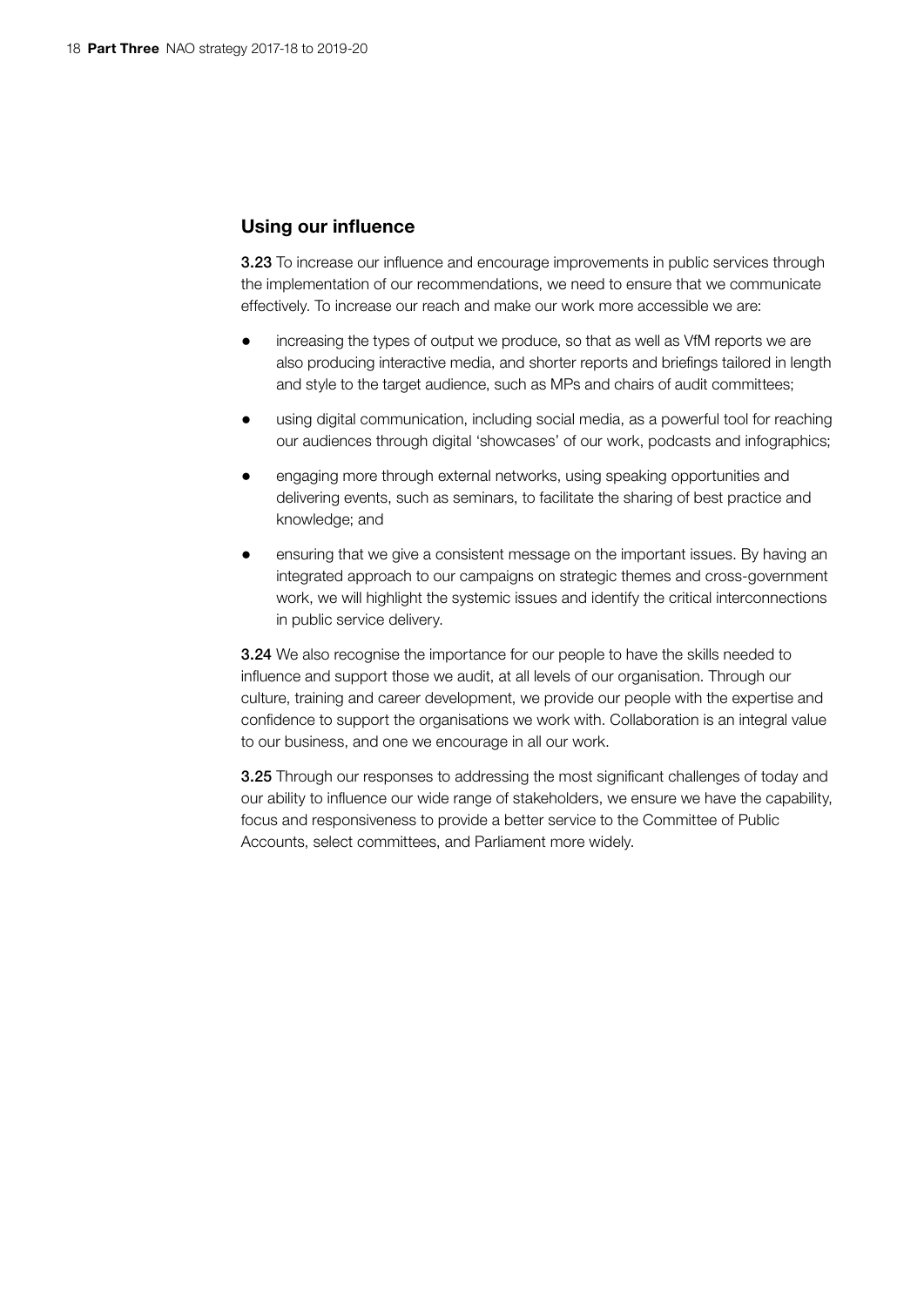## Using our influence

**3.23** To increase our influence and encourage improvements in public services through the implementation of our recommendations, we need to ensure that we communicate effectively. To increase our reach and make our work more accessible we are:

- increasing the types of output we produce, so that as well as VfM reports we are also producing interactive media, and shorter reports and briefings tailored in length and style to the target audience, such as MPs and chairs of audit committees;
- using digital communication, including social media, as a powerful tool for reaching our audiences through digital 'showcases' of our work, podcasts and infographics;
- engaging more through external networks, using speaking opportunities and delivering events, such as seminars, to facilitate the sharing of best practice and knowledge; and
- ensuring that we give a consistent message on the important issues. By having an integrated approach to our campaigns on strategic themes and cross-government work, we will highlight the systemic issues and identify the critical interconnections in public service delivery.

**3.24** We also recognise the importance for our people to have the skills needed to influence and support those we audit, at all levels of our organisation. Through our culture, training and career development, we provide our people with the expertise and confidence to support the organisations we work with. Collaboration is an integral value to our business, and one we encourage in all our work.

**3.25** Through our responses to addressing the most significant challenges of today and our ability to influence our wide range of stakeholders, we ensure we have the capability, focus and responsiveness to provide a better service to the Committee of Public Accounts, select committees, and Parliament more widely.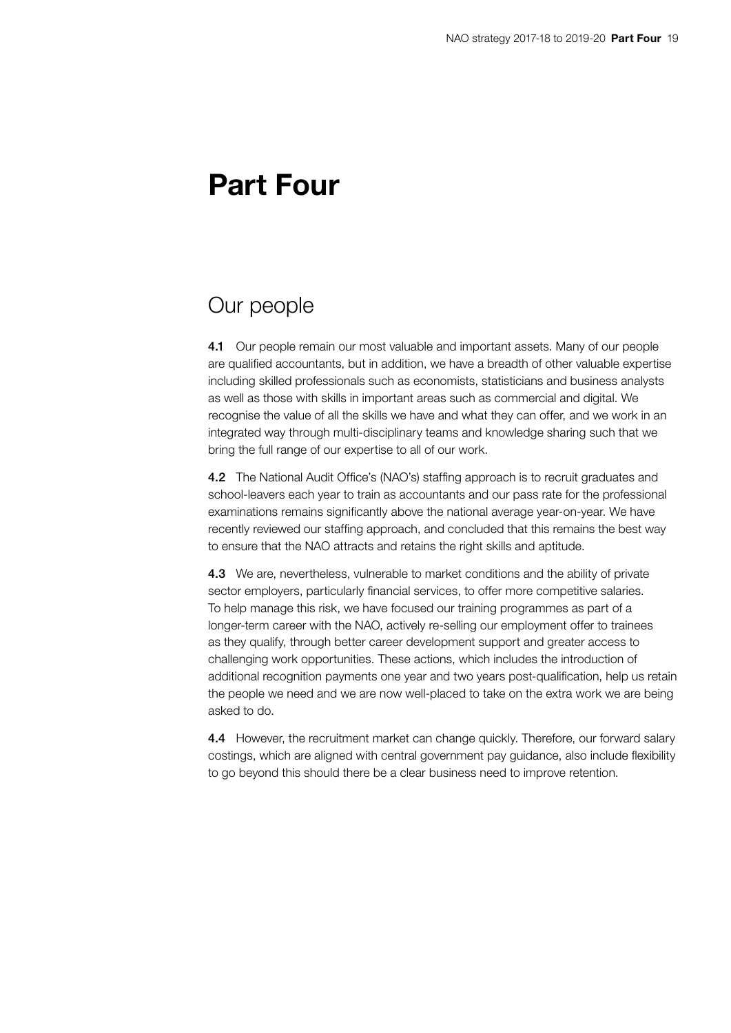# Part Four

## Our people

**4.1** Our people remain our most valuable and important assets. Many of our people are qualified accountants, but in addition, we have a breadth of other valuable expertise including skilled professionals such as economists, statisticians and business analysts as well as those with skills in important areas such as commercial and digital. We recognise the value of all the skills we have and what they can offer, and we work in an integrated way through multi-disciplinary teams and knowledge sharing such that we bring the full range of our expertise to all of our work.

**4.2** The National Audit Office's (NAO's) staffing approach is to recruit graduates and school-leavers each year to train as accountants and our pass rate for the professional examinations remains significantly above the national average year-on-year. We have recently reviewed our staffing approach, and concluded that this remains the best way to ensure that the NAO attracts and retains the right skills and aptitude.

**4.3** We are, nevertheless, vulnerable to market conditions and the ability of private sector employers, particularly financial services, to offer more competitive salaries. To help manage this risk, we have focused our training programmes as part of a longer-term career with the NAO, actively re-selling our employment offer to trainees as they qualify, through better career development support and greater access to challenging work opportunities. These actions, which includes the introduction of additional recognition payments one year and two years post-qualification, help us retain the people we need and we are now well-placed to take on the extra work we are being asked to do.

**4.4** However, the recruitment market can change quickly. Therefore, our forward salary costings, which are aligned with central government pay guidance, also include flexibility to go beyond this should there be a clear business need to improve retention.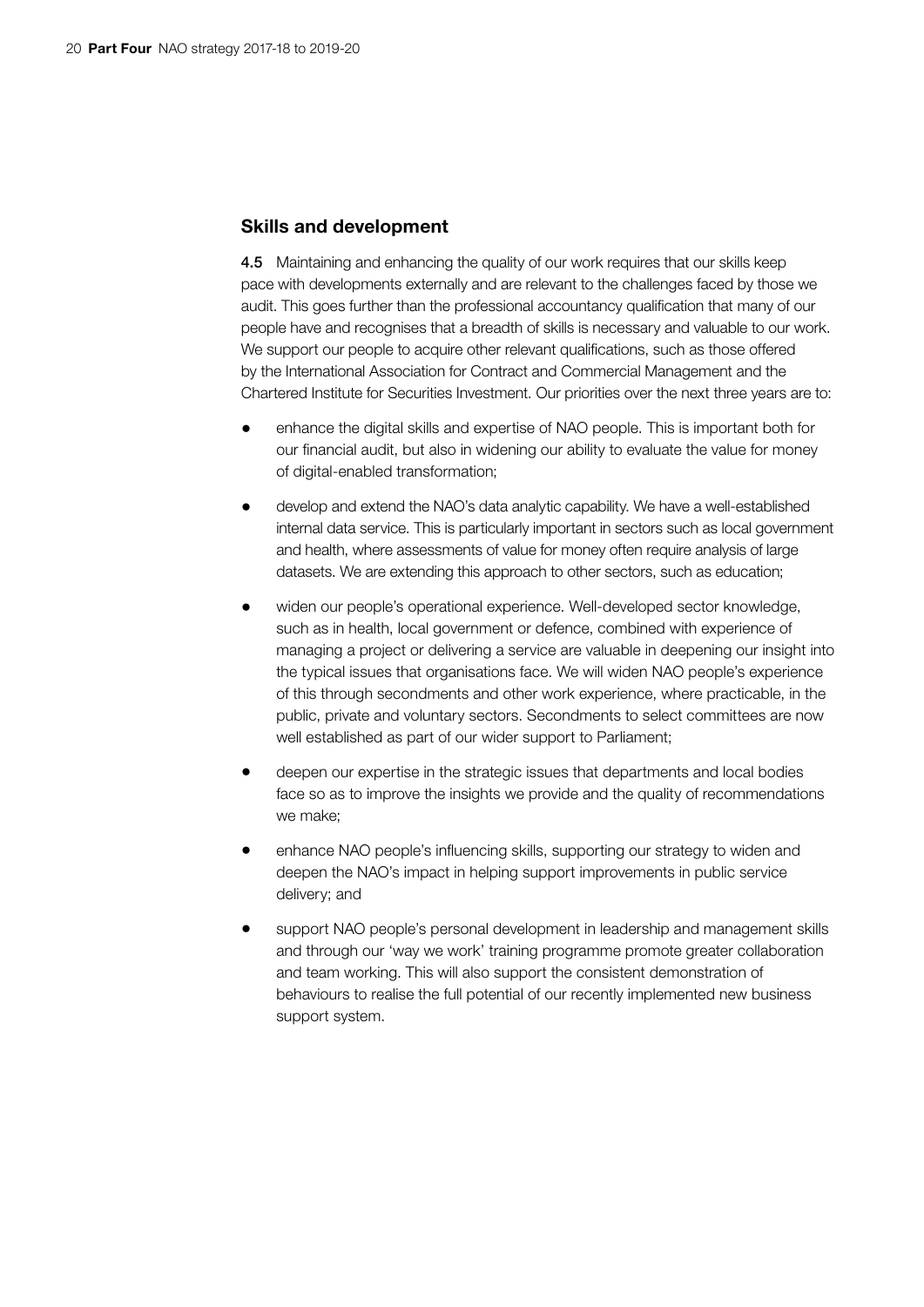## Skills and development

**4.5** Maintaining and enhancing the quality of our work requires that our skills keep pace with developments externally and are relevant to the challenges faced by those we audit. This goes further than the professional accountancy qualification that many of our people have and recognises that a breadth of skills is necessary and valuable to our work. We support our people to acquire other relevant qualifications, such as those offered by the International Association for Contract and Commercial Management and the Chartered Institute for Securities Investment. Our priorities over the next three years are to:

- enhance the digital skills and expertise of NAO people. This is important both for our financial audit, but also in widening our ability to evaluate the value for money of digital-enabled transformation;
- develop and extend the NAO's data analytic capability. We have a well-established internal data service. This is particularly important in sectors such as local government and health, where assessments of value for money often require analysis of large datasets. We are extending this approach to other sectors, such as education;
- widen our people's operational experience. Well-developed sector knowledge, such as in health, local government or defence, combined with experience of managing a project or delivering a service are valuable in deepening our insight into the typical issues that organisations face. We will widen NAO people's experience of this through secondments and other work experience, where practicable, in the public, private and voluntary sectors. Secondments to select committees are now well established as part of our wider support to Parliament;
- deepen our expertise in the strategic issues that departments and local bodies face so as to improve the insights we provide and the quality of recommendations we make;
- enhance NAO people's influencing skills, supporting our strategy to widen and deepen the NAO's impact in helping support improvements in public service delivery; and
- support NAO people's personal development in leadership and management skills and through our 'way we work' training programme promote greater collaboration and team working. This will also support the consistent demonstration of behaviours to realise the full potential of our recently implemented new business support system.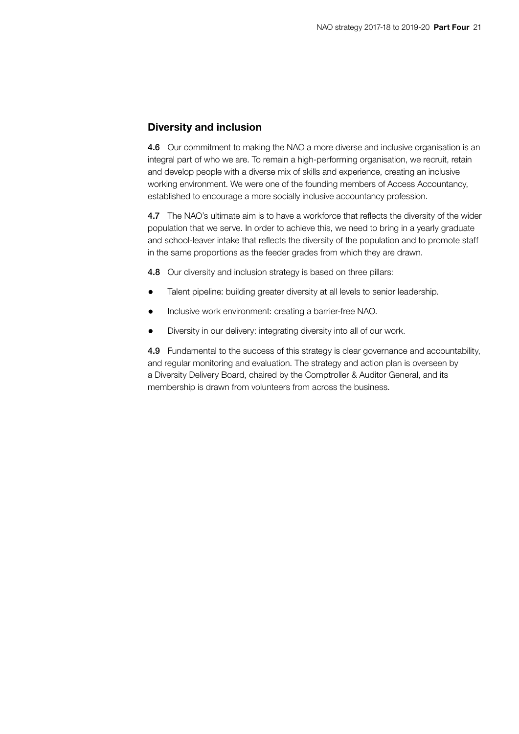## Diversity and inclusion

**4.6** Our commitment to making the NAO a more diverse and inclusive organisation is an integral part of who we are. To remain a high-performing organisation, we recruit, retain and develop people with a diverse mix of skills and experience, creating an inclusive working environment. We were one of the founding members of Access Accountancy, established to encourage a more socially inclusive accountancy profession.

**4.7** The NAO's ultimate aim is to have a workforce that reflects the diversity of the wider population that we serve. In order to achieve this, we need to bring in a yearly graduate and school-leaver intake that reflects the diversity of the population and to promote staff in the same proportions as the feeder grades from which they are drawn.

**4.8** Our diversity and inclusion strategy is based on three pillars:

- Talent pipeline: building greater diversity at all levels to senior leadership.
- Inclusive work environment: creating a barrier-free NAO.
- Diversity in our delivery: integrating diversity into all of our work.

**4.9** Fundamental to the success of this strategy is clear governance and accountability, and regular monitoring and evaluation. The strategy and action plan is overseen by a Diversity Delivery Board, chaired by the Comptroller & Auditor General, and its membership is drawn from volunteers from across the business.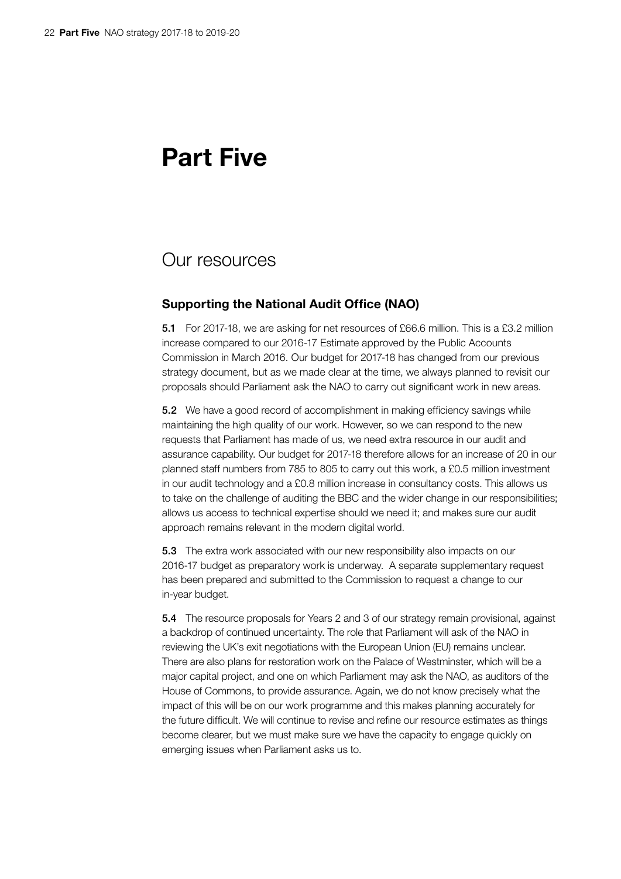# Part Five

## Our resources

### Supporting the National Audit Office (NAO)

**5.1** For 2017-18, we are asking for net resources of £66.6 million. This is a £3.2 million increase compared to our 2016-17 Estimate approved by the Public Accounts Commission in March 2016. Our budget for 2017-18 has changed from our previous strategy document, but as we made clear at the time, we always planned to revisit our proposals should Parliament ask the NAO to carry out significant work in new areas.

**5.2** We have a good record of accomplishment in making efficiency savings while maintaining the high quality of our work. However, so we can respond to the new requests that Parliament has made of us, we need extra resource in our audit and assurance capability. Our budget for 2017-18 therefore allows for an increase of 20 in our planned staff numbers from 785 to 805 to carry out this work, a £0.5 million investment in our audit technology and a £0.8 million increase in consultancy costs. This allows us to take on the challenge of auditing the BBC and the wider change in our responsibilities; allows us access to technical expertise should we need it; and makes sure our audit approach remains relevant in the modern digital world.

**5.3** The extra work associated with our new responsibility also impacts on our 2016-17 budget as preparatory work is underway. A separate supplementary request has been prepared and submitted to the Commission to request a change to our in-year budget.

**5.4** The resource proposals for Years 2 and 3 of our strategy remain provisional, against a backdrop of continued uncertainty. The role that Parliament will ask of the NAO in reviewing the UK's exit negotiations with the European Union (EU) remains unclear. There are also plans for restoration work on the Palace of Westminster, which will be a major capital project, and one on which Parliament may ask the NAO, as auditors of the House of Commons, to provide assurance. Again, we do not know precisely what the impact of this will be on our work programme and this makes planning accurately for the future difficult. We will continue to revise and refine our resource estimates as things become clearer, but we must make sure we have the capacity to engage quickly on emerging issues when Parliament asks us to.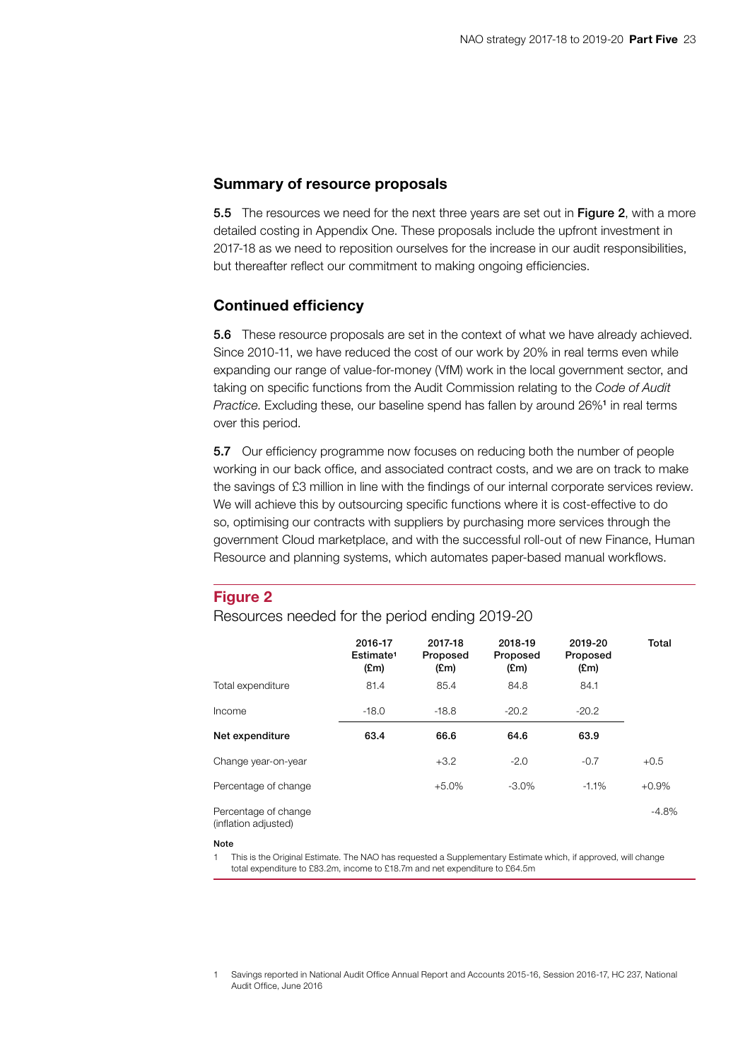## Summary of resource proposals

**5.5** The resources we need for the next three years are set out in **Figure 2**, with a more detailed costing in Appendix One. These proposals include the upfront investment in 2017-18 as we need to reposition ourselves for the increase in our audit responsibilities, but thereafter reflect our commitment to making ongoing efficiencies.

## Continued efficiency

**5.6** These resource proposals are set in the context of what we have already achieved. Since 2010-11, we have reduced the cost of our work by 20% in real terms even while expanding our range of value-for-money (VfM) work in the local government sector, and taking on specific functions from the Audit Commission relating to the *Code of Audit Practice*. Excluding these, our baseline spend has fallen by around 26%[1] in real terms over this period.

**5.7** Our efficiency programme now focuses on reducing both the number of people working in our back office, and associated contract costs, and we are on track to make the savings of £3 million in line with the findings of our internal corporate services review. We will achieve this by outsourcing specific functions where it is cost-effective to do so, optimising our contracts with suppliers by purchasing more services through the government Cloud marketplace, and with the successful roll-out of new Finance, Human Resource and planning systems, which automates paper-based manual workflows.

**Figure 2**

Resources needed for the period ending 2019-20

| | 2016-17 Estimate[1] (£m) | 2017-18 Proposed (£m) | 2018-19 Proposed (£m) | 2019-20 Proposed (£m) | Total |
|---|---|---|---|---|---|
| Total expenditure | 81.4 | 85.4 | 84.8 | 84.1 | |
| Income | -18.0 | -18.8 | -20.2 | -20.2 | |
| **Net expenditure** | **63.4** | **66.6** | **64.6** | **63.9** | |
| Change year-on-year | | +3.2 | -2.0 | -0.7 | +0.5 |
| Percentage of change | | +5.0% | -3.0% | -1.1% | +0.9% |
| Percentage of change (inflation adjusted) | | | | | -4.8% |

**Note**

1 This is the Original Estimate. The NAO has requested a Supplementary Estimate which, if approved, will change total expenditure to £83.2m, income to £18.7m and net expenditure to £64.5m

1 Savings reported in National Audit Office Annual Report and Accounts 2015-16, Session 2016-17, HC 237, National Audit Office, June 2016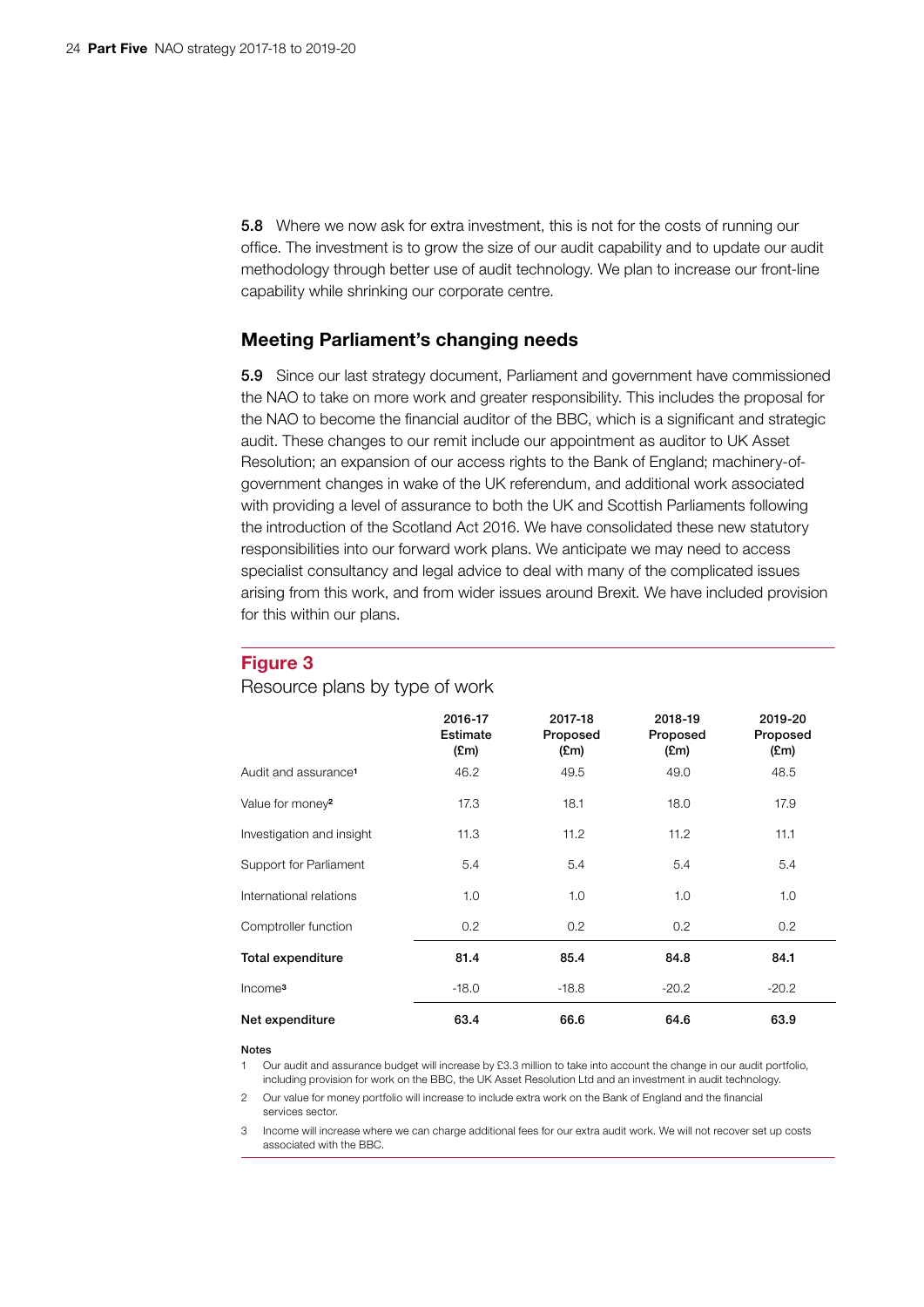**5.8** Where we now ask for extra investment, this is not for the costs of running our office. The investment is to grow the size of our audit capability and to update our audit methodology through better use of audit technology. We plan to increase our front-line capability while shrinking our corporate centre.

## Meeting Parliament's changing needs

**5.9** Since our last strategy document, Parliament and government have commissioned the NAO to take on more work and greater responsibility. This includes the proposal for the NAO to become the financial auditor of the BBC, which is a significant and strategic audit. These changes to our remit include our appointment as auditor to UK Asset Resolution; an expansion of our access rights to the Bank of England; machinery-of-government changes in wake of the UK referendum, and additional work associated with providing a level of assurance to both the UK and Scottish Parliaments following the introduction of the Scotland Act 2016. We have consolidated these new statutory responsibilities into our forward work plans. We anticipate we may need to access specialist consultancy and legal advice to deal with many of the complicated issues arising from this work, and from wider issues around Brexit. We have included provision for this within our plans.

**Figure 3**

Resource plans by type of work

| | 2016-17 Estimate (£m) | 2017-18 Proposed (£m) | 2018-19 Proposed (£m) | 2019-20 Proposed (£m) |
|---|---|---|---|---|
| Audit and assurance[1] | 46.2 | 49.5 | 49.0 | 48.5 |
| Value for money[2] | 17.3 | 18.1 | 18.0 | 17.9 |
| Investigation and insight | 11.3 | 11.2 | 11.2 | 11.1 |
| Support for Parliament | 5.4 | 5.4 | 5.4 | 5.4 |
| International relations | 1.0 | 1.0 | 1.0 | 1.0 |
| Comptroller function | 0.2 | 0.2 | 0.2 | 0.2 |
| **Total expenditure** | **81.4** | **85.4** | **84.8** | **84.1** |
| Income[3] | -18.0 | -18.8 | -20.2 | -20.2 |
| **Net expenditure** | **63.4** | **66.6** | **64.6** | **63.9** |

Notes

1 Our audit and assurance budget will increase by £3.3 million to take into account the change in our audit portfolio, including provision for work on the BBC, the UK Asset Resolution Ltd and an investment in audit technology.

2 Our value for money portfolio will increase to include extra work on the Bank of England and the financial services sector.

3 Income will increase where we can charge additional fees for our extra audit work. We will not recover set up costs associated with the BBC.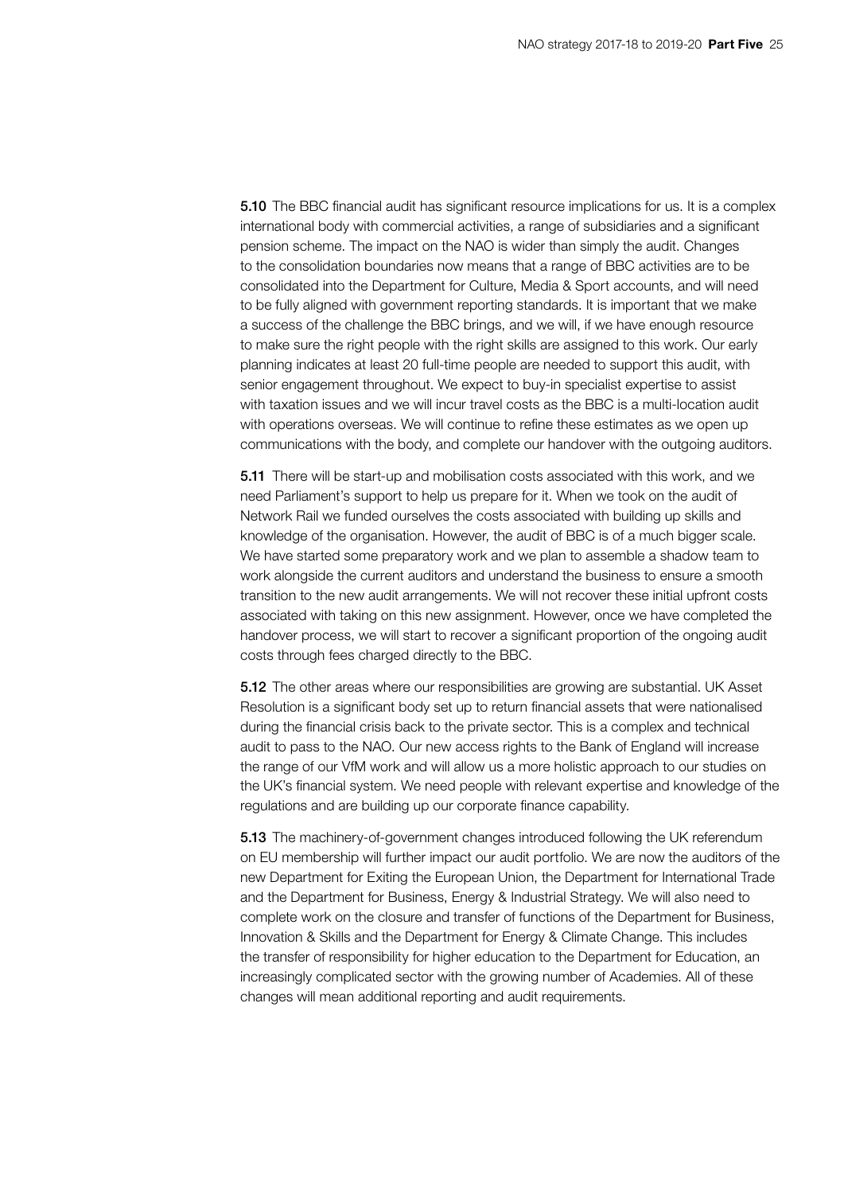**5.10** The BBC financial audit has significant resource implications for us. It is a complex international body with commercial activities, a range of subsidiaries and a significant pension scheme. The impact on the NAO is wider than simply the audit. Changes to the consolidation boundaries now means that a range of BBC activities are to be consolidated into the Department for Culture, Media & Sport accounts, and will need to be fully aligned with government reporting standards. It is important that we make a success of the challenge the BBC brings, and we will, if we have enough resource to make sure the right people with the right skills are assigned to this work. Our early planning indicates at least 20 full-time people are needed to support this audit, with senior engagement throughout. We expect to buy-in specialist expertise to assist with taxation issues and we will incur travel costs as the BBC is a multi-location audit with operations overseas. We will continue to refine these estimates as we open up communications with the body, and complete our handover with the outgoing auditors.

**5.11** There will be start-up and mobilisation costs associated with this work, and we need Parliament's support to help us prepare for it. When we took on the audit of Network Rail we funded ourselves the costs associated with building up skills and knowledge of the organisation. However, the audit of BBC is of a much bigger scale. We have started some preparatory work and we plan to assemble a shadow team to work alongside the current auditors and understand the business to ensure a smooth transition to the new audit arrangements. We will not recover these initial upfront costs associated with taking on this new assignment. However, once we have completed the handover process, we will start to recover a significant proportion of the ongoing audit costs through fees charged directly to the BBC.

**5.12** The other areas where our responsibilities are growing are substantial. UK Asset Resolution is a significant body set up to return financial assets that were nationalised during the financial crisis back to the private sector. This is a complex and technical audit to pass to the NAO. Our new access rights to the Bank of England will increase the range of our VfM work and will allow us a more holistic approach to our studies on the UK's financial system. We need people with relevant expertise and knowledge of the regulations and are building up our corporate finance capability.

**5.13** The machinery-of-government changes introduced following the UK referendum on EU membership will further impact our audit portfolio. We are now the auditors of the new Department for Exiting the European Union, the Department for International Trade and the Department for Business, Energy & Industrial Strategy. We will also need to complete work on the closure and transfer of functions of the Department for Business, Innovation & Skills and the Department for Energy & Climate Change. This includes the transfer of responsibility for higher education to the Department for Education, an increasingly complicated sector with the growing number of Academies. All of these changes will mean additional reporting and audit requirements.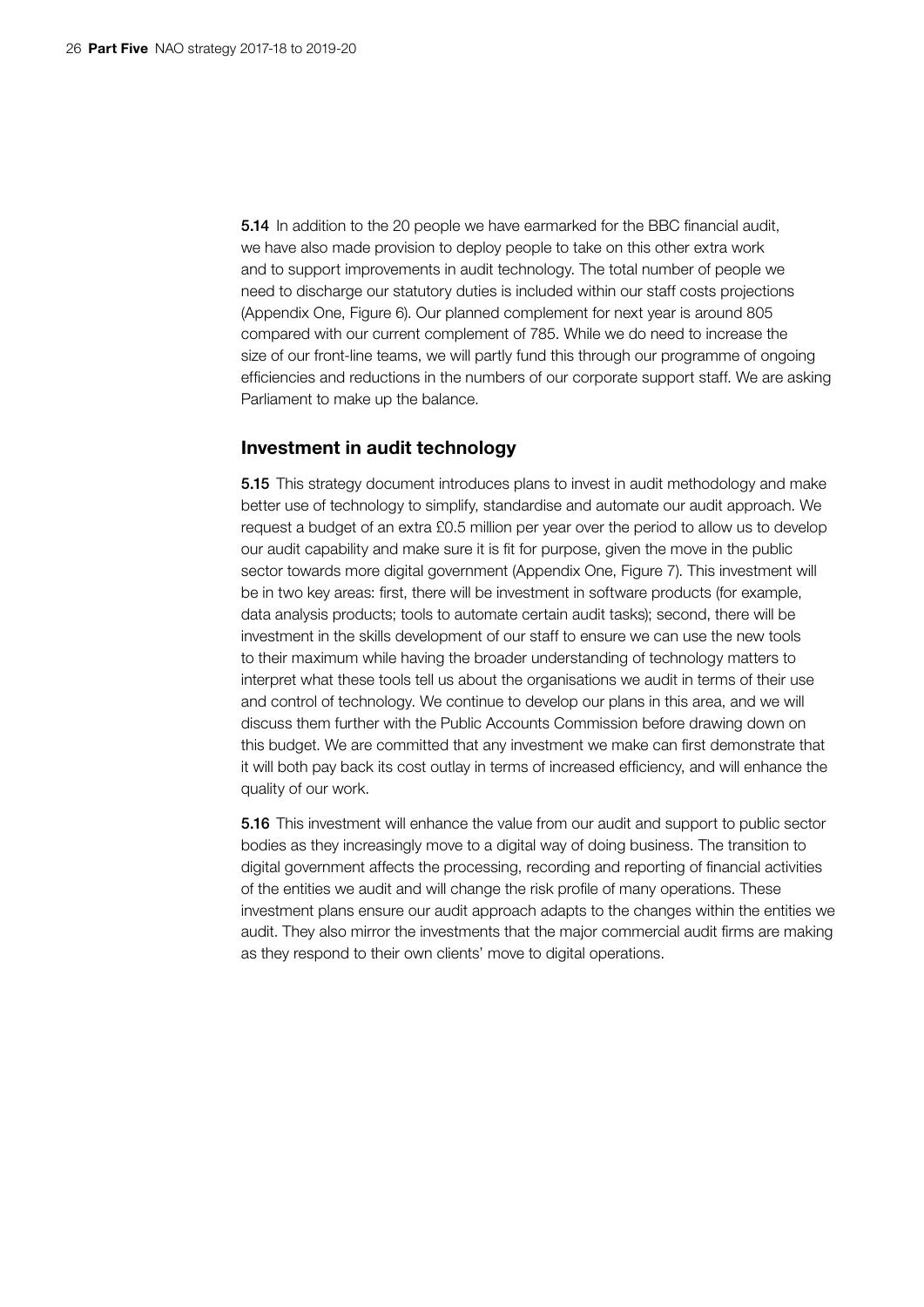**5.14** In addition to the 20 people we have earmarked for the BBC financial audit, we have also made provision to deploy people to take on this other extra work and to support improvements in audit technology. The total number of people we need to discharge our statutory duties is included within our staff costs projections (Appendix One, Figure 6). Our planned complement for next year is around 805 compared with our current complement of 785. While we do need to increase the size of our front-line teams, we will partly fund this through our programme of ongoing efficiencies and reductions in the numbers of our corporate support staff. We are asking Parliament to make up the balance.

## Investment in audit technology

**5.15** This strategy document introduces plans to invest in audit methodology and make better use of technology to simplify, standardise and automate our audit approach. We request a budget of an extra £0.5 million per year over the period to allow us to develop our audit capability and make sure it is fit for purpose, given the move in the public sector towards more digital government (Appendix One, Figure 7). This investment will be in two key areas: first, there will be investment in software products (for example, data analysis products; tools to automate certain audit tasks); second, there will be investment in the skills development of our staff to ensure we can use the new tools to their maximum while having the broader understanding of technology matters to interpret what these tools tell us about the organisations we audit in terms of their use and control of technology. We continue to develop our plans in this area, and we will discuss them further with the Public Accounts Commission before drawing down on this budget. We are committed that any investment we make can first demonstrate that it will both pay back its cost outlay in terms of increased efficiency, and will enhance the quality of our work.

**5.16** This investment will enhance the value from our audit and support to public sector bodies as they increasingly move to a digital way of doing business. The transition to digital government affects the processing, recording and reporting of financial activities of the entities we audit and will change the risk profile of many operations. These investment plans ensure our audit approach adapts to the changes within the entities we audit. They also mirror the investments that the major commercial audit firms are making as they respond to their own clients' move to digital operations.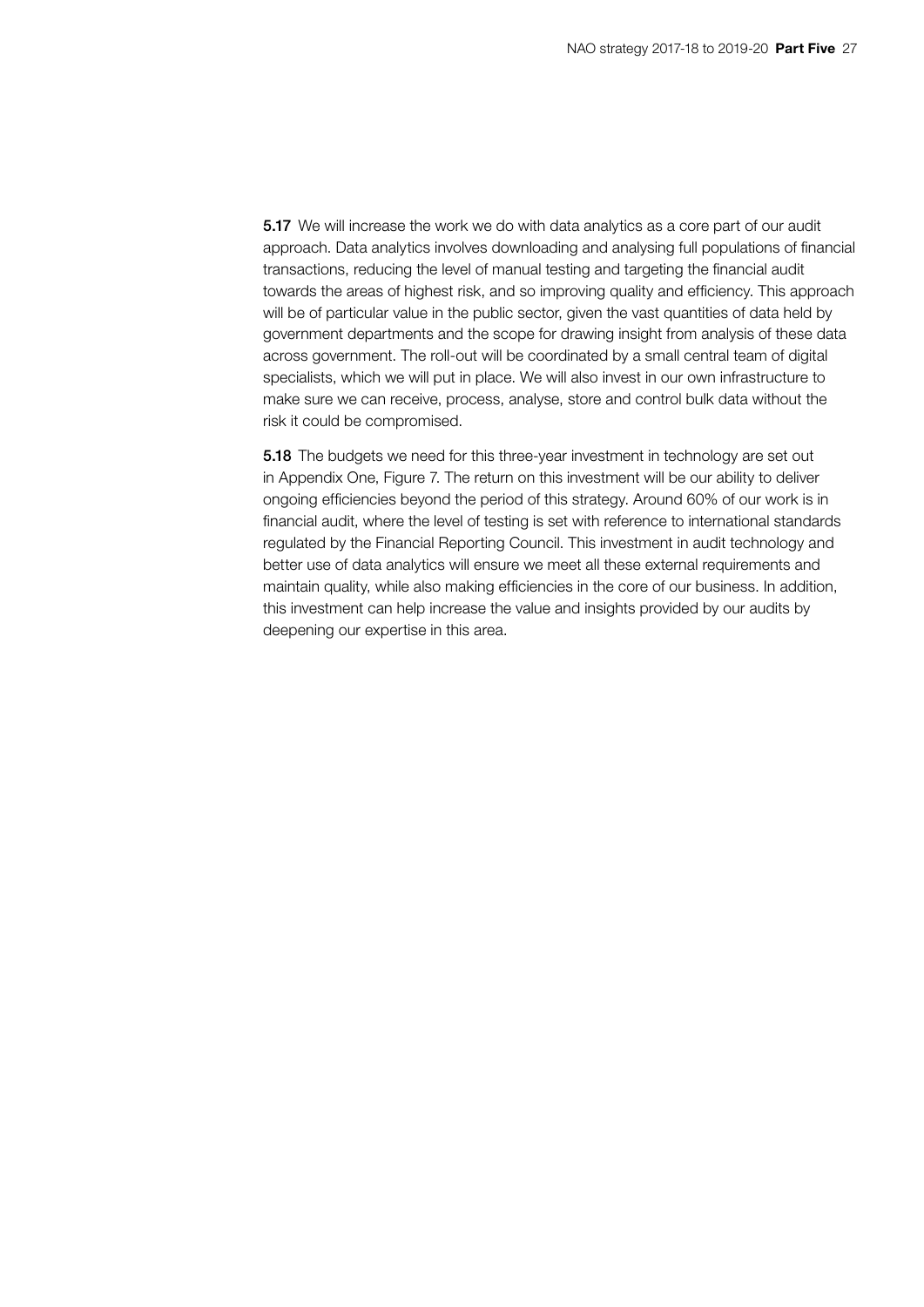**5.17** We will increase the work we do with data analytics as a core part of our audit approach. Data analytics involves downloading and analysing full populations of financial transactions, reducing the level of manual testing and targeting the financial audit towards the areas of highest risk, and so improving quality and efficiency. This approach will be of particular value in the public sector, given the vast quantities of data held by government departments and the scope for drawing insight from analysis of these data across government. The roll-out will be coordinated by a small central team of digital specialists, which we will put in place. We will also invest in our own infrastructure to make sure we can receive, process, analyse, store and control bulk data without the risk it could be compromised.

**5.18** The budgets we need for this three-year investment in technology are set out in Appendix One, Figure 7. The return on this investment will be our ability to deliver ongoing efficiencies beyond the period of this strategy. Around 60% of our work is in financial audit, where the level of testing is set with reference to international standards regulated by the Financial Reporting Council. This investment in audit technology and better use of data analytics will ensure we meet all these external requirements and maintain quality, while also making efficiencies in the core of our business. In addition, this investment can help increase the value and insights provided by our audits by deepening our expertise in this area.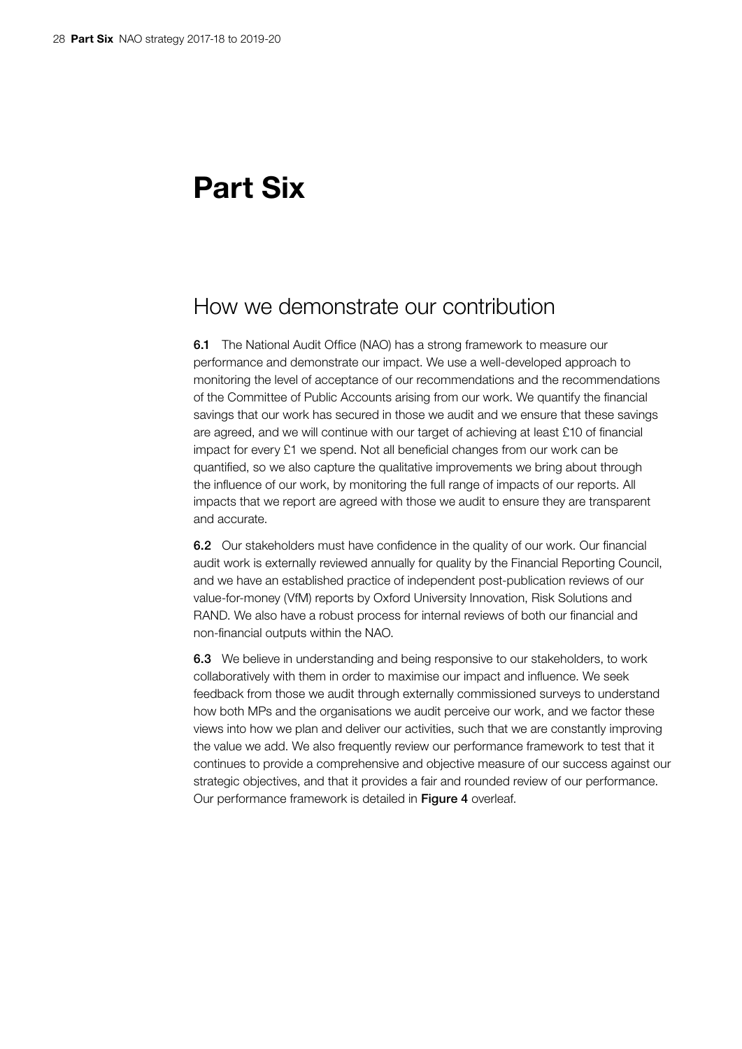# Part Six

## How we demonstrate our contribution

**6.1** The National Audit Office (NAO) has a strong framework to measure our performance and demonstrate our impact. We use a well-developed approach to monitoring the level of acceptance of our recommendations and the recommendations of the Committee of Public Accounts arising from our work. We quantify the financial savings that our work has secured in those we audit and we ensure that these savings are agreed, and we will continue with our target of achieving at least £10 of financial impact for every £1 we spend. Not all beneficial changes from our work can be quantified, so we also capture the qualitative improvements we bring about through the influence of our work, by monitoring the full range of impacts of our reports. All impacts that we report are agreed with those we audit to ensure they are transparent and accurate.

**6.2** Our stakeholders must have confidence in the quality of our work. Our financial audit work is externally reviewed annually for quality by the Financial Reporting Council, and we have an established practice of independent post-publication reviews of our value-for-money (VfM) reports by Oxford University Innovation, Risk Solutions and RAND. We also have a robust process for internal reviews of both our financial and non-financial outputs within the NAO.

**6.3** We believe in understanding and being responsive to our stakeholders, to work collaboratively with them in order to maximise our impact and influence. We seek feedback from those we audit through externally commissioned surveys to understand how both MPs and the organisations we audit perceive our work, and we factor these views into how we plan and deliver our activities, such that we are constantly improving the value we add. We also frequently review our performance framework to test that it continues to provide a comprehensive and objective measure of our success against our strategic objectives, and that it provides a fair and rounded review of our performance. Our performance framework is detailed in **Figure 4** overleaf.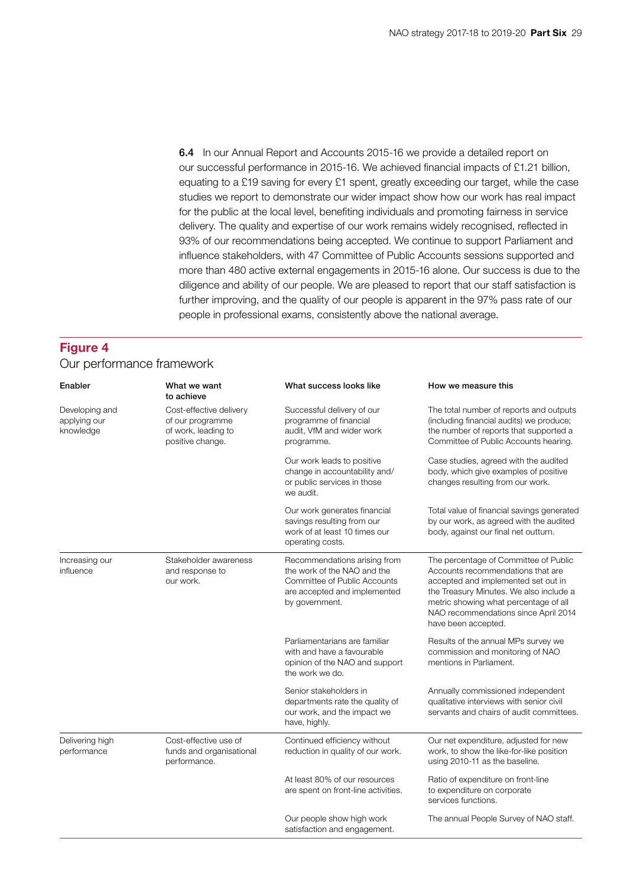**6.4** In our Annual Report and Accounts 2015-16 we provide a detailed report on our successful performance in 2015-16. We achieved financial impacts of £1.21 billion, equating to a £19 saving for every £1 spent, greatly exceeding our target, while the case studies we report to demonstrate our wider impact show how our work has real impact for the public at the local level, benefiting individuals and promoting fairness in service delivery. The quality and expertise of our work remains widely recognised, reflected in 93% of our recommendations being accepted. We continue to support Parliament and influence stakeholders, with 47 Committee of Public Accounts sessions supported and more than 480 active external engagements in 2015-16 alone. Our success is due to the diligence and ability of our people. We are pleased to report that our staff satisfaction is further improving, and the quality of our people is apparent in the 97% pass rate of our people in professional exams, consistently above the national average.

## Figure 4

Our performance framework

| Enabler | What we want to achieve | What success looks like | How we measure this |
|---|---|---|---|
| Developing and applying our knowledge | Cost-effective delivery of our programme of work, leading to positive change. | Successful delivery of our programme of financial audit, VfM and wider work programme. | The total number of reports and outputs (including financial audits) we produce; the number of reports that supported a Committee of Public Accounts hearing. |
| | | Our work leads to positive change in accountability and/or public services in those we audit. | Case studies, agreed with the audited body, which give examples of positive changes resulting from our work. |
| | | Our work generates financial savings resulting from our work of at least 10 times our operating costs. | Total value of financial savings generated by our work, as agreed with the audited body, against our final net outturn. |
| Increasing our influence | Stakeholder awareness and response to our work. | Recommendations arising from the work of the NAO and the Committee of Public Accounts are accepted and implemented by government. | The percentage of Committee of Public Accounts recommendations that are accepted and implemented set out in the Treasury Minutes. We also include a metric showing what percentage of all NAO recommendations since April 2014 have been accepted. |
| | | Parliamentarians are familiar with and have a favourable opinion of the NAO and support the work we do. | Results of the annual MPs survey we commission and monitoring of NAO mentions in Parliament. |
| | | Senior stakeholders in departments rate the quality of our work, and the impact we have, highly. | Annually commissioned independent qualitative interviews with senior civil servants and chairs of audit committees. |
| Delivering high performance | Cost-effective use of funds and organisational performance. | Continued efficiency without reduction in quality of our work. | Our net expenditure, adjusted for new work, to show the like-for-like position using 2010-11 as the baseline. |
| | | At least 80% of our resources are spent on front-line activities. | Ratio of expenditure on front-line to expenditure on corporate services functions. |
| | | Our people show high work satisfaction and engagement. | The annual People Survey of NAO staff. |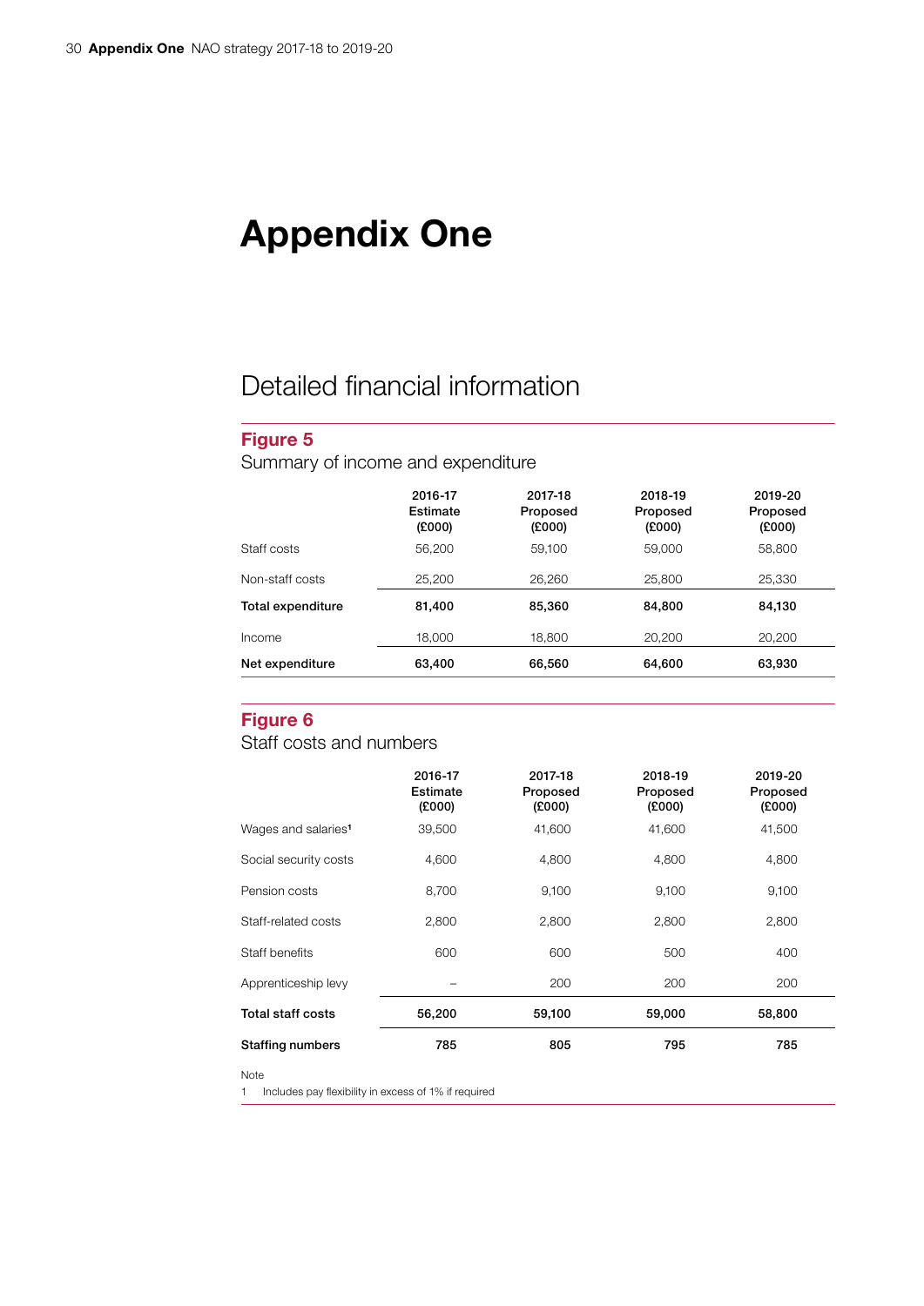# Appendix One

## Detailed financial information

**Figure 5**

Summary of income and expenditure

| | 2016-17 Estimate (£000) | 2017-18 Proposed (£000) | 2018-19 Proposed (£000) | 2019-20 Proposed (£000) |
|---|---|---|---|---|
| Staff costs | 56,200 | 59,100 | 59,000 | 58,800 |
| Non-staff costs | 25,200 | 26,260 | 25,800 | 25,330 |
| **Total expenditure** | **81,400** | **85,360** | **84,800** | **84,130** |
| Income | 18,000 | 18,800 | 20,200 | 20,200 |
| **Net expenditure** | **63,400** | **66,560** | **64,600** | **63,930** |

**Figure 6**

Staff costs and numbers

| | 2016-17 Estimate (£000) | 2017-18 Proposed (£000) | 2018-19 Proposed (£000) | 2019-20 Proposed (£000) |
|---|---|---|---|---|
| Wages and salaries[1] | 39,500 | 41,600 | 41,600 | 41,500 |
| Social security costs | 4,600 | 4,800 | 4,800 | 4,800 |
| Pension costs | 8,700 | 9,100 | 9,100 | 9,100 |
| Staff-related costs | 2,800 | 2,800 | 2,800 | 2,800 |
| Staff benefits | 600 | 600 | 500 | 400 |
| Apprenticeship levy | – | 200 | 200 | 200 |
| **Total staff costs** | **56,200** | **59,100** | **59,000** | **58,800** |
| **Staffing numbers** | **785** | **805** | **795** | **785** |

Note

1 Includes pay flexibility in excess of 1% if required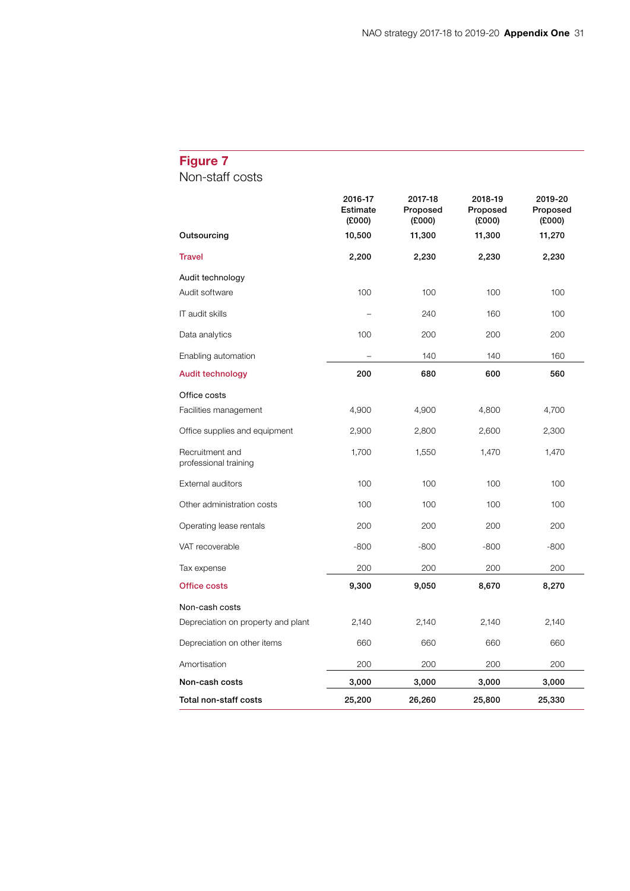## Figure 7
Non-staff costs

| | 2016-17 Estimate (£000) | 2017-18 Proposed (£000) | 2018-19 Proposed (£000) | 2019-20 Proposed (£000) |
|---|---|---|---|---|
| **Outsourcing** | **10,500** | **11,300** | **11,300** | **11,270** |
| **Travel** | **2,200** | **2,230** | **2,230** | **2,230** |
| Audit technology | | | | |
| Audit software | 100 | 100 | 100 | 100 |
| IT audit skills | – | 240 | 160 | 100 |
| Data analytics | 100 | 200 | 200 | 200 |
| Enabling automation | – | 140 | 140 | 160 |
| **Audit technology** | **200** | **680** | **600** | **560** |
| Office costs | | | | |
| Facilities management | 4,900 | 4,900 | 4,800 | 4,700 |
| Office supplies and equipment | 2,900 | 2,800 | 2,600 | 2,300 |
| Recruitment and professional training | 1,700 | 1,550 | 1,470 | 1,470 |
| External auditors | 100 | 100 | 100 | 100 |
| Other administration costs | 100 | 100 | 100 | 100 |
| Operating lease rentals | 200 | 200 | 200 | 200 |
| VAT recoverable | -800 | -800 | -800 | -800 |
| Tax expense | 200 | 200 | 200 | 200 |
| **Office costs** | **9,300** | **9,050** | **8,670** | **8,270** |
| Non-cash costs | | | | |
| Depreciation on property and plant | 2,140 | 2,140 | 2,140 | 2,140 |
| Depreciation on other items | 660 | 660 | 660 | 660 |
| Amortisation | 200 | 200 | 200 | 200 |
| **Non-cash costs** | **3,000** | **3,000** | **3,000** | **3,000** |
| **Total non-staff costs** | **25,200** | **26,260** | **25,800** | **25,330** |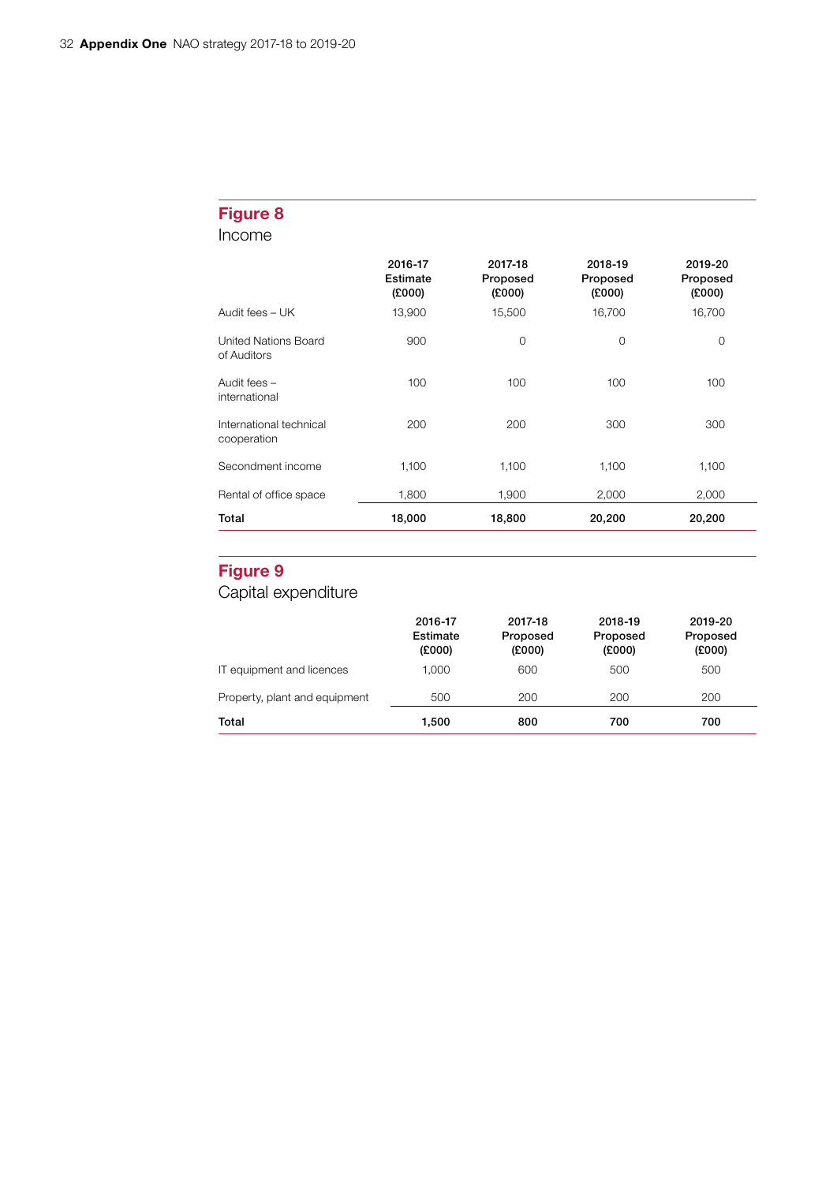## Figure 8
Income

| | 2016-17 Estimate (£000) | 2017-18 Proposed (£000) | 2018-19 Proposed (£000) | 2019-20 Proposed (£000) |
|---|---|---|---|---|
| Audit fees – UK | 13,900 | 15,500 | 16,700 | 16,700 |
| United Nations Board of Auditors | 900 | 0 | 0 | 0 |
| Audit fees – international | 100 | 100 | 100 | 100 |
| International technical cooperation | 200 | 200 | 300 | 300 |
| Secondment income | 1,100 | 1,100 | 1,100 | 1,100 |
| Rental of office space | 1,800 | 1,900 | 2,000 | 2,000 |
| **Total** | **18,000** | **18,800** | **20,200** | **20,200** |

## Figure 9
Capital expenditure

| | 2016-17 Estimate (£000) | 2017-18 Proposed (£000) | 2018-19 Proposed (£000) | 2019-20 Proposed (£000) |
|---|---|---|---|---|
| IT equipment and licences | 1,000 | 600 | 500 | 500 |
| Property, plant and equipment | 500 | 200 | 200 | 200 |
| **Total** | **1,500** | **800** | **700** | **700** |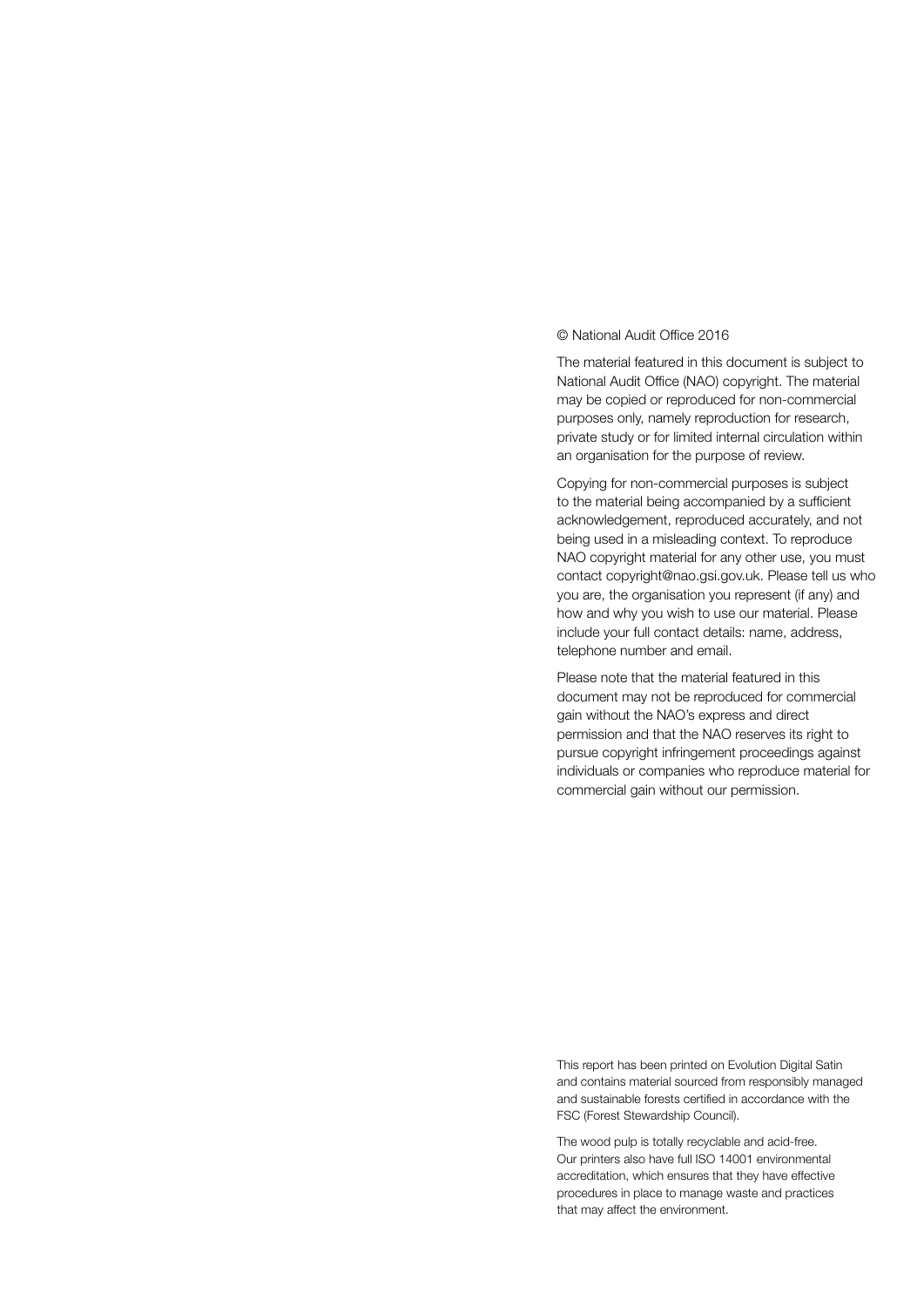© National Audit Office 2016

The material featured in this document is subject to National Audit Office (NAO) copyright. The material may be copied or reproduced for non-commercial purposes only, namely reproduction for research, private study or for limited internal circulation within an organisation for the purpose of review.

Copying for non-commercial purposes is subject to the material being accompanied by a sufficient acknowledgement, reproduced accurately, and not being used in a misleading context. To reproduce NAO copyright material for any other use, you must contact copyright@nao.gsi.gov.uk. Please tell us who you are, the organisation you represent (if any) and how and why you wish to use our material. Please include your full contact details: name, address, telephone number and email.

Please note that the material featured in this document may not be reproduced for commercial gain without the NAO's express and direct permission and that the NAO reserves its right to pursue copyright infringement proceedings against individuals or companies who reproduce material for commercial gain without our permission.

This report has been printed on Evolution Digital Satin and contains material sourced from responsibly managed and sustainable forests certified in accordance with the FSC (Forest Stewardship Council).

The wood pulp is totally recyclable and acid-free. Our printers also have full ISO 14001 environmental accreditation, which ensures that they have effective procedures in place to manage waste and practices that may affect the environment.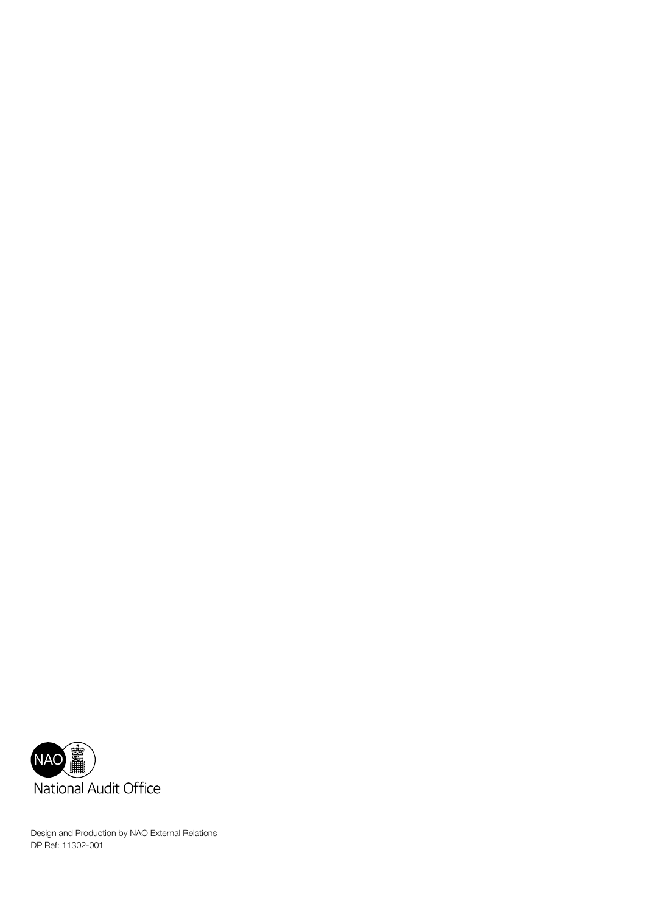NAO

National Audit Office

Design and Production by NAO External Relations
DP Ref: 11302-001